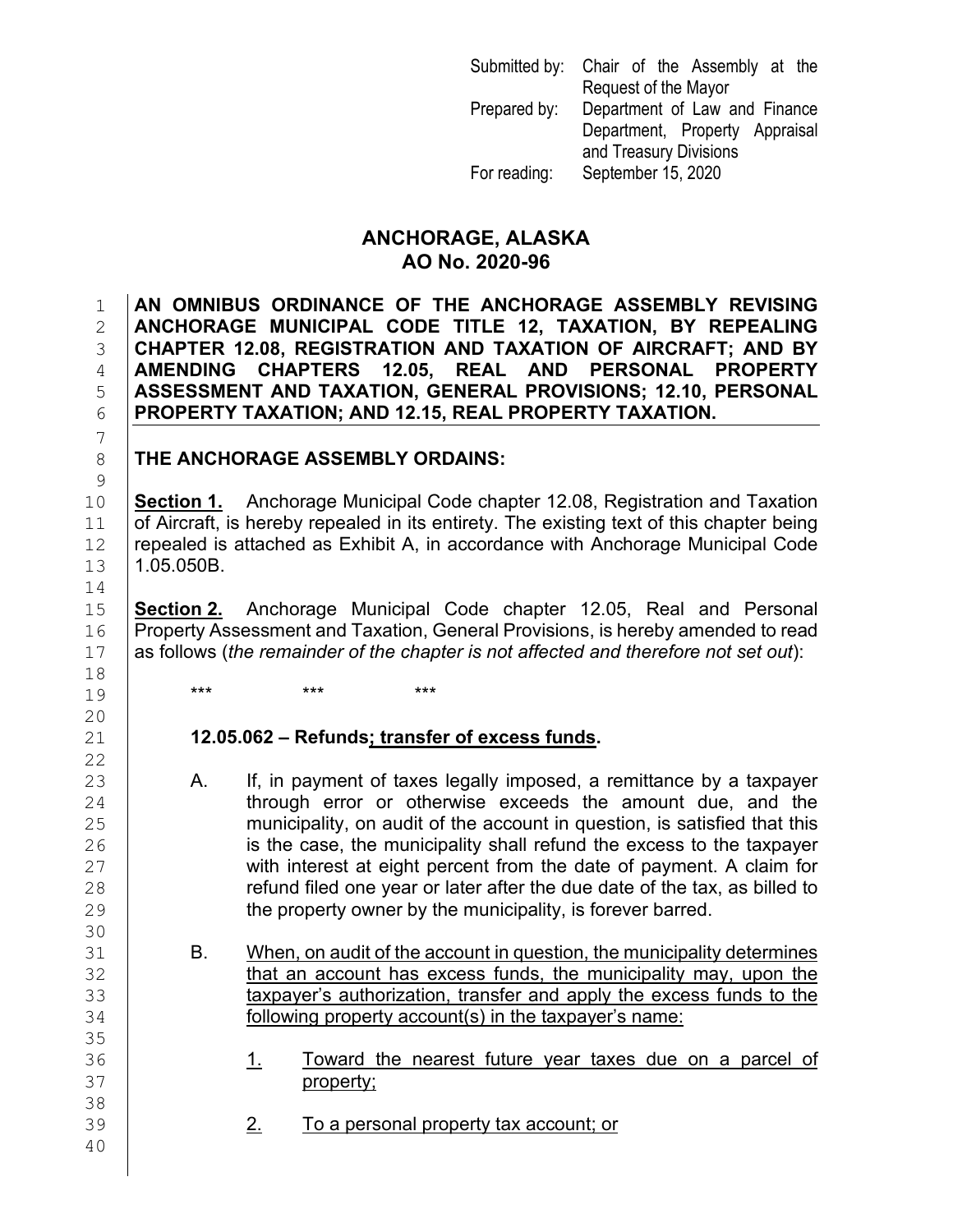Submitted by: Chair of the Assembly at the Request of the Mayor
Prepared by: Department of Law and Finance Department, Property Appraisal and Treasury Divisions
For reading: September 15, 2020

# ANCHORAGE, ALASKA
# AO No. 2020-96

**AN OMNIBUS ORDINANCE OF THE ANCHORAGE ASSEMBLY REVISING ANCHORAGE MUNICIPAL CODE TITLE 12, TAXATION, BY REPEALING CHAPTER 12.08, REGISTRATION AND TAXATION OF AIRCRAFT; AND BY AMENDING CHAPTERS 12.05, REAL AND PERSONAL PROPERTY ASSESSMENT AND TAXATION, GENERAL PROVISIONS; 12.10, PERSONAL PROPERTY TAXATION; AND 12.15, REAL PROPERTY TAXATION.**

**THE ANCHORAGE ASSEMBLY ORDAINS:**

**Section 1.** Anchorage Municipal Code chapter 12.08, Registration and Taxation of Aircraft, is hereby repealed in its entirety. The existing text of this chapter being repealed is attached as Exhibit A, in accordance with Anchorage Municipal Code 1.05.050B.

**Section 2.** Anchorage Municipal Code chapter 12.05, Real and Personal Property Assessment and Taxation, General Provisions, is hereby amended to read as follows (*the remainder of the chapter is not affected and therefore not set out*):

\*\*\* \*\*\* \*\*\*

**12.05.062 – Refunds<u>; transfer of excess funds</u>.**

A. If, in payment of taxes legally imposed, a remittance by a taxpayer through error or otherwise exceeds the amount due, and the municipality, on audit of the account in question, is satisfied that this is the case, the municipality shall refund the excess to the taxpayer with interest at eight percent from the date of payment. A claim for refund filed one year or later after the due date of the tax, as billed to the property owner by the municipality, is forever barred.

B. <u>When, on audit of the account in question, the municipality determines that an account has excess funds, the municipality may, upon the taxpayer's authorization, transfer and apply the excess funds to the following property account(s) in the taxpayer's name:</u>

<u>1.</u> <u>Toward the nearest future year taxes due on a parcel of property;</u>

<u>2.</u> <u>To a personal property tax account; or</u>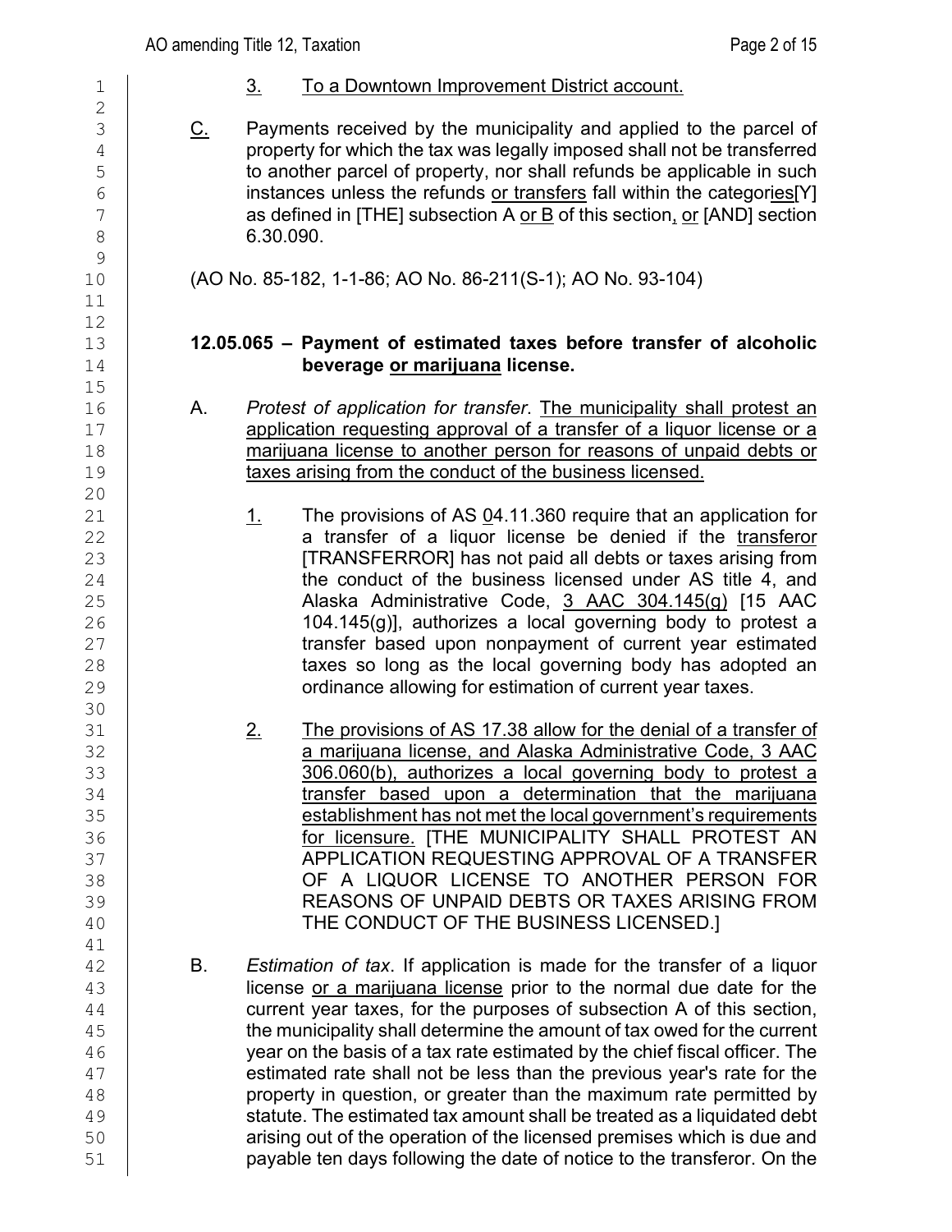3. <u>To a Downtown Improvement District account.</u>

<u>C.</u> Payments received by the municipality and applied to the parcel of property for which the tax was legally imposed shall not be transferred to another parcel of property, nor shall refunds be applicable in such instances unless the refunds <u>or transfers</u> fall within the categor<u>ies</u>[Y] as defined in [THE] subsection A <u>or B</u> of this section<u>,</u> <u>or</u> [AND] section 6.30.090.

(AO No. 85-182, 1-1-86; AO No. 86-211(S-1); AO No. 93-104)

**12.05.065 – Payment of estimated taxes before transfer of alcoholic beverage <u>or marijuana</u> license.**

A. *Protest of application for transfer*. <u>The municipality shall protest an application requesting approval of a transfer of a liquor license or a marijuana license to another person for reasons of unpaid debts or taxes arising from the conduct of the business licensed.</u>

<u>1.</u> The provisions of AS <u>0</u>4.11.360 require that an application for a transfer of a liquor license be denied if the <u>transferor</u> [TRANSFERROR] has not paid all debts or taxes arising from the conduct of the business licensed under AS title 4, and Alaska Administrative Code, <u>3 AAC 304.145(g)</u> [15 AAC 104.145(g)], authorizes a local governing body to protest a transfer based upon nonpayment of current year estimated taxes so long as the local governing body has adopted an ordinance allowing for estimation of current year taxes.

<u>2.</u> <u>The provisions of AS 17.38 allow for the denial of a transfer of a marijuana license, and Alaska Administrative Code, 3 AAC 306.060(b), authorizes a local governing body to protest a transfer based upon a determination that the marijuana establishment has not met the local government's requirements for licensure.</u> [THE MUNICIPALITY SHALL PROTEST AN APPLICATION REQUESTING APPROVAL OF A TRANSFER OF A LIQUOR LICENSE TO ANOTHER PERSON FOR REASONS OF UNPAID DEBTS OR TAXES ARISING FROM THE CONDUCT OF THE BUSINESS LICENSED.]

B. *Estimation of tax*. If application is made for the transfer of a liquor license <u>or a marijuana license</u> prior to the normal due date for the current year taxes, for the purposes of subsection A of this section, the municipality shall determine the amount of tax owed for the current year on the basis of a tax rate estimated by the chief fiscal officer. The estimated rate shall not be less than the previous year's rate for the property in question, or greater than the maximum rate permitted by statute. The estimated tax amount shall be treated as a liquidated debt arising out of the operation of the licensed premises which is due and payable ten days following the date of notice to the transferor. On the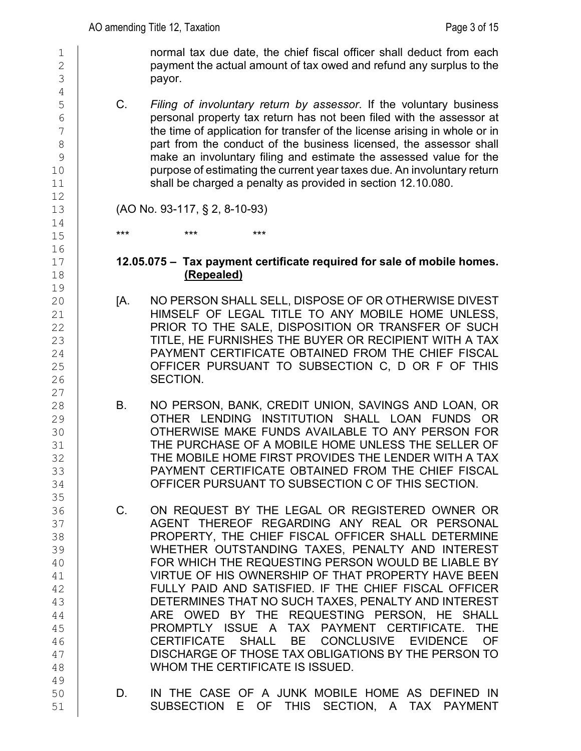normal tax due date, the chief fiscal officer shall deduct from each payment the actual amount of tax owed and refund any surplus to the payor.

C. *Filing of involuntary return by assessor*. If the voluntary business personal property tax return has not been filed with the assessor at the time of application for transfer of the license arising in whole or in part from the conduct of the business licensed, the assessor shall make an involuntary filing and estimate the assessed value for the purpose of estimating the current year taxes due. An involuntary return shall be charged a penalty as provided in section 12.10.080.

(AO No. 93-117, § 2, 8-10-93)

\*\*\* \*\*\* \*\*\*

**12.05.075 – Tax payment certificate required for sale of mobile homes. <u>(Repealed)</u>**

[A. NO PERSON SHALL SELL, DISPOSE OF OR OTHERWISE DIVEST HIMSELF OF LEGAL TITLE TO ANY MOBILE HOME UNLESS, PRIOR TO THE SALE, DISPOSITION OR TRANSFER OF SUCH TITLE, HE FURNISHES THE BUYER OR RECIPIENT WITH A TAX PAYMENT CERTIFICATE OBTAINED FROM THE CHIEF FISCAL OFFICER PURSUANT TO SUBSECTION C, D OR F OF THIS SECTION.

B. NO PERSON, BANK, CREDIT UNION, SAVINGS AND LOAN, OR OTHER LENDING INSTITUTION SHALL LOAN FUNDS OR OTHERWISE MAKE FUNDS AVAILABLE TO ANY PERSON FOR THE PURCHASE OF A MOBILE HOME UNLESS THE SELLER OF THE MOBILE HOME FIRST PROVIDES THE LENDER WITH A TAX PAYMENT CERTIFICATE OBTAINED FROM THE CHIEF FISCAL OFFICER PURSUANT TO SUBSECTION C OF THIS SECTION.

C. ON REQUEST BY THE LEGAL OR REGISTERED OWNER OR AGENT THEREOF REGARDING ANY REAL OR PERSONAL PROPERTY, THE CHIEF FISCAL OFFICER SHALL DETERMINE WHETHER OUTSTANDING TAXES, PENALTY AND INTEREST FOR WHICH THE REQUESTING PERSON WOULD BE LIABLE BY VIRTUE OF HIS OWNERSHIP OF THAT PROPERTY HAVE BEEN FULLY PAID AND SATISFIED. IF THE CHIEF FISCAL OFFICER DETERMINES THAT NO SUCH TAXES, PENALTY AND INTEREST ARE OWED BY THE REQUESTING PERSON, HE SHALL PROMPTLY ISSUE A TAX PAYMENT CERTIFICATE. THE CERTIFICATE SHALL BE CONCLUSIVE EVIDENCE OF DISCHARGE OF THOSE TAX OBLIGATIONS BY THE PERSON TO WHOM THE CERTIFICATE IS ISSUED.

D. IN THE CASE OF A JUNK MOBILE HOME AS DEFINED IN SUBSECTION E OF THIS SECTION, A TAX PAYMENT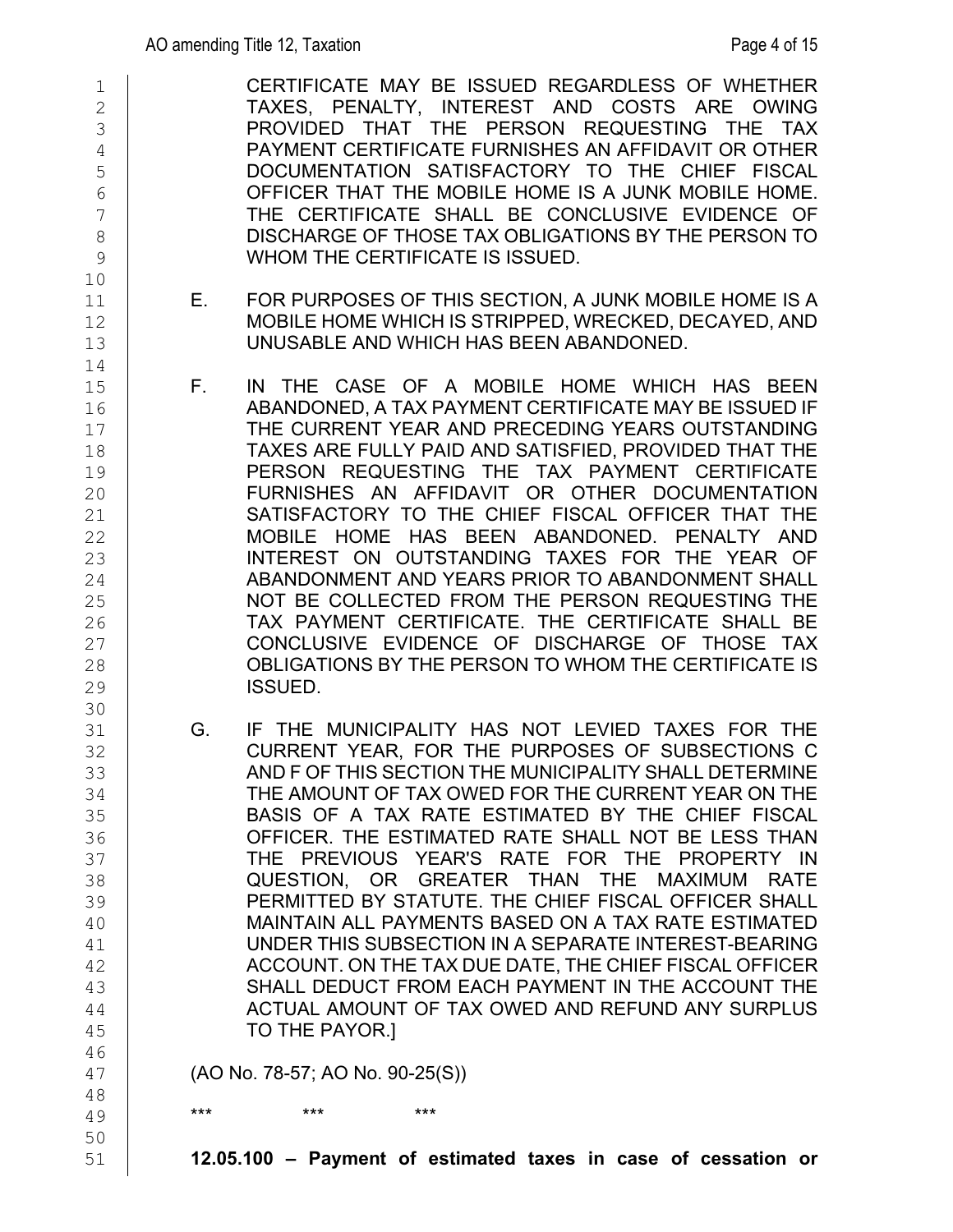CERTIFICATE MAY BE ISSUED REGARDLESS OF WHETHER TAXES, PENALTY, INTEREST AND COSTS ARE OWING PROVIDED THAT THE PERSON REQUESTING THE TAX PAYMENT CERTIFICATE FURNISHES AN AFFIDAVIT OR OTHER DOCUMENTATION SATISFACTORY TO THE CHIEF FISCAL OFFICER THAT THE MOBILE HOME IS A JUNK MOBILE HOME. THE CERTIFICATE SHALL BE CONCLUSIVE EVIDENCE OF DISCHARGE OF THOSE TAX OBLIGATIONS BY THE PERSON TO WHOM THE CERTIFICATE IS ISSUED.

E. FOR PURPOSES OF THIS SECTION, A JUNK MOBILE HOME IS A MOBILE HOME WHICH IS STRIPPED, WRECKED, DECAYED, AND UNUSABLE AND WHICH HAS BEEN ABANDONED.

F. IN THE CASE OF A MOBILE HOME WHICH HAS BEEN ABANDONED, A TAX PAYMENT CERTIFICATE MAY BE ISSUED IF THE CURRENT YEAR AND PRECEDING YEARS OUTSTANDING TAXES ARE FULLY PAID AND SATISFIED, PROVIDED THAT THE PERSON REQUESTING THE TAX PAYMENT CERTIFICATE FURNISHES AN AFFIDAVIT OR OTHER DOCUMENTATION SATISFACTORY TO THE CHIEF FISCAL OFFICER THAT THE MOBILE HOME HAS BEEN ABANDONED. PENALTY AND INTEREST ON OUTSTANDING TAXES FOR THE YEAR OF ABANDONMENT AND YEARS PRIOR TO ABANDONMENT SHALL NOT BE COLLECTED FROM THE PERSON REQUESTING THE TAX PAYMENT CERTIFICATE. THE CERTIFICATE SHALL BE CONCLUSIVE EVIDENCE OF DISCHARGE OF THOSE TAX OBLIGATIONS BY THE PERSON TO WHOM THE CERTIFICATE IS ISSUED.

G. IF THE MUNICIPALITY HAS NOT LEVIED TAXES FOR THE CURRENT YEAR, FOR THE PURPOSES OF SUBSECTIONS C AND F OF THIS SECTION THE MUNICIPALITY SHALL DETERMINE THE AMOUNT OF TAX OWED FOR THE CURRENT YEAR ON THE BASIS OF A TAX RATE ESTIMATED BY THE CHIEF FISCAL OFFICER. THE ESTIMATED RATE SHALL NOT BE LESS THAN THE PREVIOUS YEAR'S RATE FOR THE PROPERTY IN QUESTION, OR GREATER THAN THE MAXIMUM RATE PERMITTED BY STATUTE. THE CHIEF FISCAL OFFICER SHALL MAINTAIN ALL PAYMENTS BASED ON A TAX RATE ESTIMATED UNDER THIS SUBSECTION IN A SEPARATE INTEREST-BEARING ACCOUNT. ON THE TAX DUE DATE, THE CHIEF FISCAL OFFICER SHALL DEDUCT FROM EACH PAYMENT IN THE ACCOUNT THE ACTUAL AMOUNT OF TAX OWED AND REFUND ANY SURPLUS TO THE PAYOR.]

(AO No. 78-57; AO No. 90-25(S))

\*\*\* \*\*\* \*\*\*

**12.05.100 – Payment of estimated taxes in case of cessation or**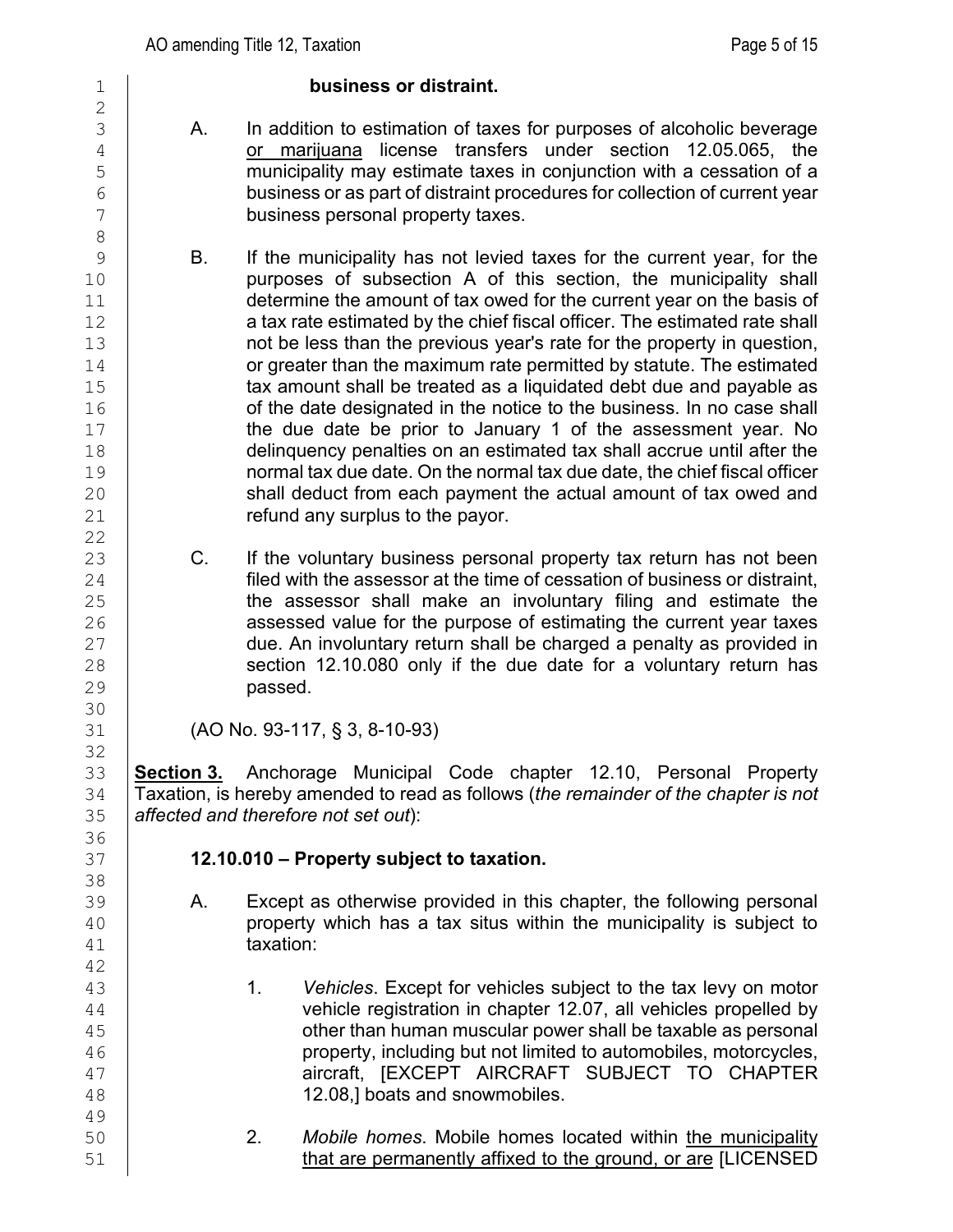**business or distraint.**

A. In addition to estimation of taxes for purposes of alcoholic beverage <u>or marijuana</u> license transfers under section 12.05.065, the municipality may estimate taxes in conjunction with a cessation of a business or as part of distraint procedures for collection of current year business personal property taxes.

B. If the municipality has not levied taxes for the current year, for the purposes of subsection A of this section, the municipality shall determine the amount of tax owed for the current year on the basis of a tax rate estimated by the chief fiscal officer. The estimated rate shall not be less than the previous year's rate for the property in question, or greater than the maximum rate permitted by statute. The estimated tax amount shall be treated as a liquidated debt due and payable as of the date designated in the notice to the business. In no case shall the due date be prior to January 1 of the assessment year. No delinquency penalties on an estimated tax shall accrue until after the normal tax due date. On the normal tax due date, the chief fiscal officer shall deduct from each payment the actual amount of tax owed and refund any surplus to the payor.

C. If the voluntary business personal property tax return has not been filed with the assessor at the time of cessation of business or distraint, the assessor shall make an involuntary filing and estimate the assessed value for the purpose of estimating the current year taxes due. An involuntary return shall be charged a penalty as provided in section 12.10.080 only if the due date for a voluntary return has passed.

(AO No. 93-117, § 3, 8-10-93)

**<u>Section 3.</u>** Anchorage Municipal Code chapter 12.10, Personal Property Taxation, is hereby amended to read as follows (*the remainder of the chapter is not affected and therefore not set out*):

**12.10.010 – Property subject to taxation.**

A. Except as otherwise provided in this chapter, the following personal property which has a tax situs within the municipality is subject to taxation:

1. *Vehicles*. Except for vehicles subject to the tax levy on motor vehicle registration in chapter 12.07, all vehicles propelled by other than human muscular power shall be taxable as personal property, including but not limited to automobiles, motorcycles, aircraft, [EXCEPT AIRCRAFT SUBJECT TO CHAPTER 12.08,] boats and snowmobiles.

2. *Mobile homes*. Mobile homes located within <u>the municipality that are permanently affixed to the ground, or are</u> [LICENSED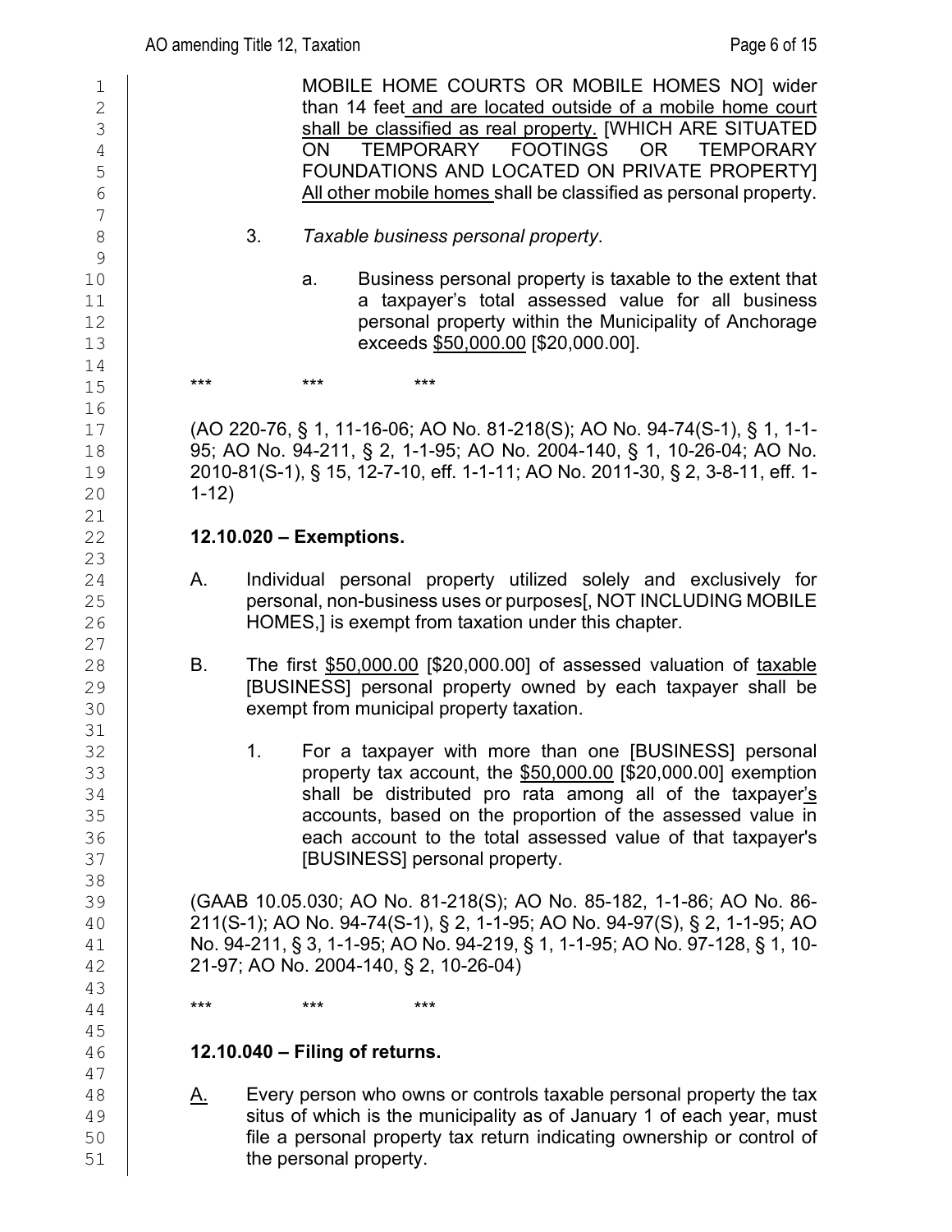MOBILE HOME COURTS OR MOBILE HOMES NO] wider than 14 feet and are located outside of a mobile home court shall be classified as real property. [WHICH ARE SITUATED ON TEMPORARY FOOTINGS OR TEMPORARY FOUNDATIONS AND LOCATED ON PRIVATE PROPERTY] All other mobile homes shall be classified as personal property.

3. *Taxable business personal property*.

   a. Business personal property is taxable to the extent that a taxpayer's total assessed value for all business personal property within the Municipality of Anchorage exceeds $50,000.00 [$20,000.00].

\*\*\* \*\*\* \*\*\*

(AO 220-76, § 1, 11-16-06; AO No. 81-218(S); AO No. 94-74(S-1), § 1, 1-1-95; AO No. 94-211, § 2, 1-1-95; AO No. 2004-140, § 1, 10-26-04; AO No. 2010-81(S-1), § 15, 12-7-10, eff. 1-1-11; AO No. 2011-30, § 2, 3-8-11, eff. 1-1-12)

**12.10.020 – Exemptions.**

A. Individual personal property utilized solely and exclusively for personal, non-business uses or purposes[, NOT INCLUDING MOBILE HOMES,] is exempt from taxation under this chapter.

B. The first $50,000.00 [$20,000.00] of assessed valuation of taxable [BUSINESS] personal property owned by each taxpayer shall be exempt from municipal property taxation.

   1. For a taxpayer with more than one [BUSINESS] personal property tax account, the $50,000.00 [$20,000.00] exemption shall be distributed pro rata among all of the taxpayer's accounts, based on the proportion of the assessed value in each account to the total assessed value of that taxpayer's [BUSINESS] personal property.

(GAAB 10.05.030; AO No. 81-218(S); AO No. 85-182, 1-1-86; AO No. 86-211(S-1); AO No. 94-74(S-1), § 2, 1-1-95; AO No. 94-97(S), § 2, 1-1-95; AO No. 94-211, § 3, 1-1-95; AO No. 94-219, § 1, 1-1-95; AO No. 97-128, § 1, 10-21-97; AO No. 2004-140, § 2, 10-26-04)

\*\*\* \*\*\* \*\*\*

**12.10.040 – Filing of returns.**

A. Every person who owns or controls taxable personal property the tax situs of which is the municipality as of January 1 of each year, must file a personal property tax return indicating ownership or control of the personal property.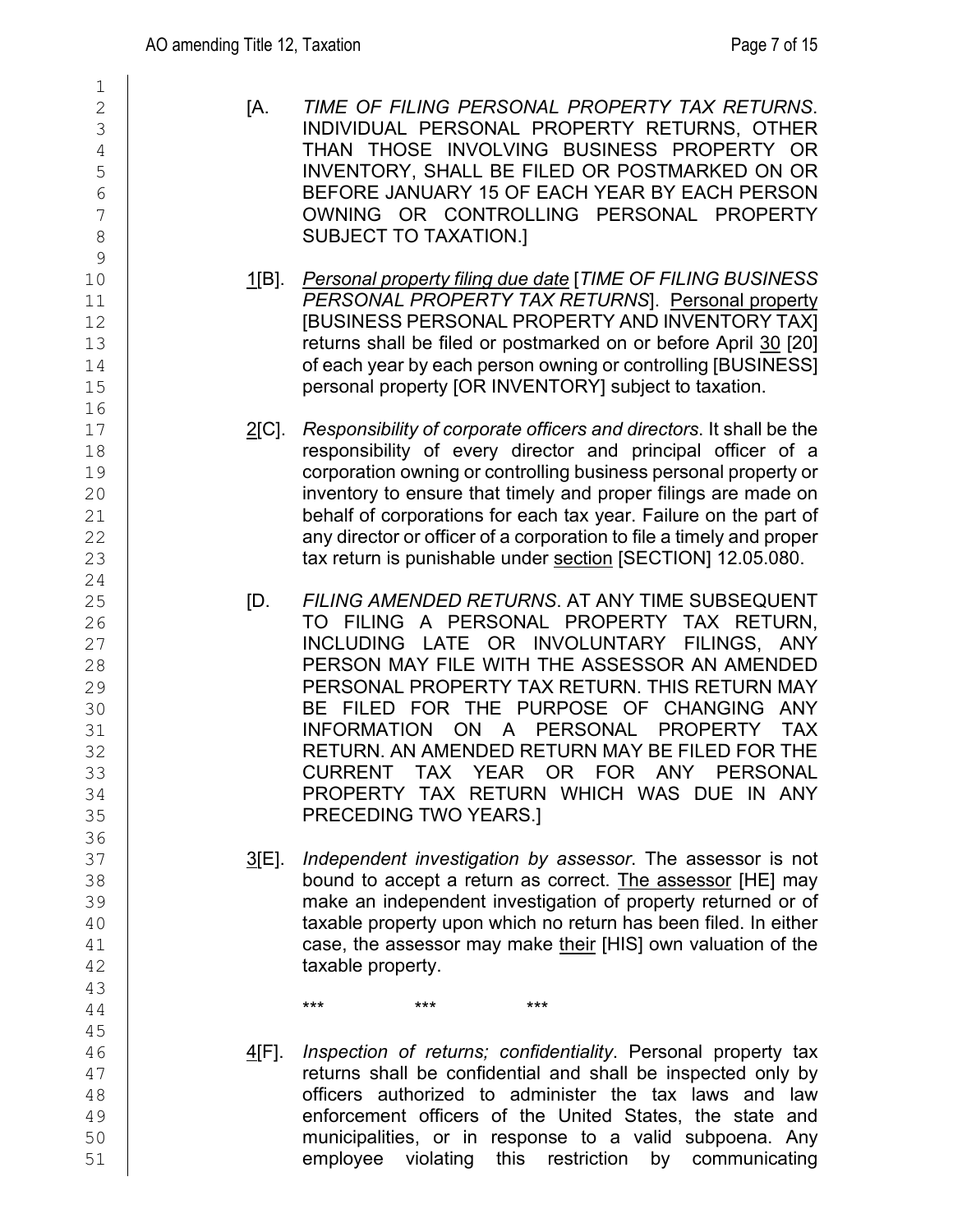[A. *TIME OF FILING PERSONAL PROPERTY TAX RETURNS*. INDIVIDUAL PERSONAL PROPERTY RETURNS, OTHER THAN THOSE INVOLVING BUSINESS PROPERTY OR INVENTORY, SHALL BE FILED OR POSTMARKED ON OR BEFORE JANUARY 15 OF EACH YEAR BY EACH PERSON OWNING OR CONTROLLING PERSONAL PROPERTY SUBJECT TO TAXATION.]

1[B]. *Personal property filing due date* [*TIME OF FILING BUSINESS PERSONAL PROPERTY TAX RETURNS*]. Personal property [BUSINESS PERSONAL PROPERTY AND INVENTORY TAX] returns shall be filed or postmarked on or before April 30 [20] of each year by each person owning or controlling [BUSINESS] personal property [OR INVENTORY] subject to taxation.

2[C]. *Responsibility of corporate officers and directors*. It shall be the responsibility of every director and principal officer of a corporation owning or controlling business personal property or inventory to ensure that timely and proper filings are made on behalf of corporations for each tax year. Failure on the part of any director or officer of a corporation to file a timely and proper tax return is punishable under section [SECTION] 12.05.080.

[D. *FILING AMENDED RETURNS*. AT ANY TIME SUBSEQUENT TO FILING A PERSONAL PROPERTY TAX RETURN, INCLUDING LATE OR INVOLUNTARY FILINGS, ANY PERSON MAY FILE WITH THE ASSESSOR AN AMENDED PERSONAL PROPERTY TAX RETURN. THIS RETURN MAY BE FILED FOR THE PURPOSE OF CHANGING ANY INFORMATION ON A PERSONAL PROPERTY TAX RETURN. AN AMENDED RETURN MAY BE FILED FOR THE CURRENT TAX YEAR OR FOR ANY PERSONAL PROPERTY TAX RETURN WHICH WAS DUE IN ANY PRECEDING TWO YEARS.]

3[E]. *Independent investigation by assessor*. The assessor is not bound to accept a return as correct. The assessor [HE] may make an independent investigation of property returned or of taxable property upon which no return has been filed. In either case, the assessor may make their [HIS] own valuation of the taxable property.

\*\*\* \*\*\* \*\*\*

4[F]. *Inspection of returns; confidentiality*. Personal property tax returns shall be confidential and shall be inspected only by officers authorized to administer the tax laws and law enforcement officers of the United States, the state and municipalities, or in response to a valid subpoena. Any employee violating this restriction by communicating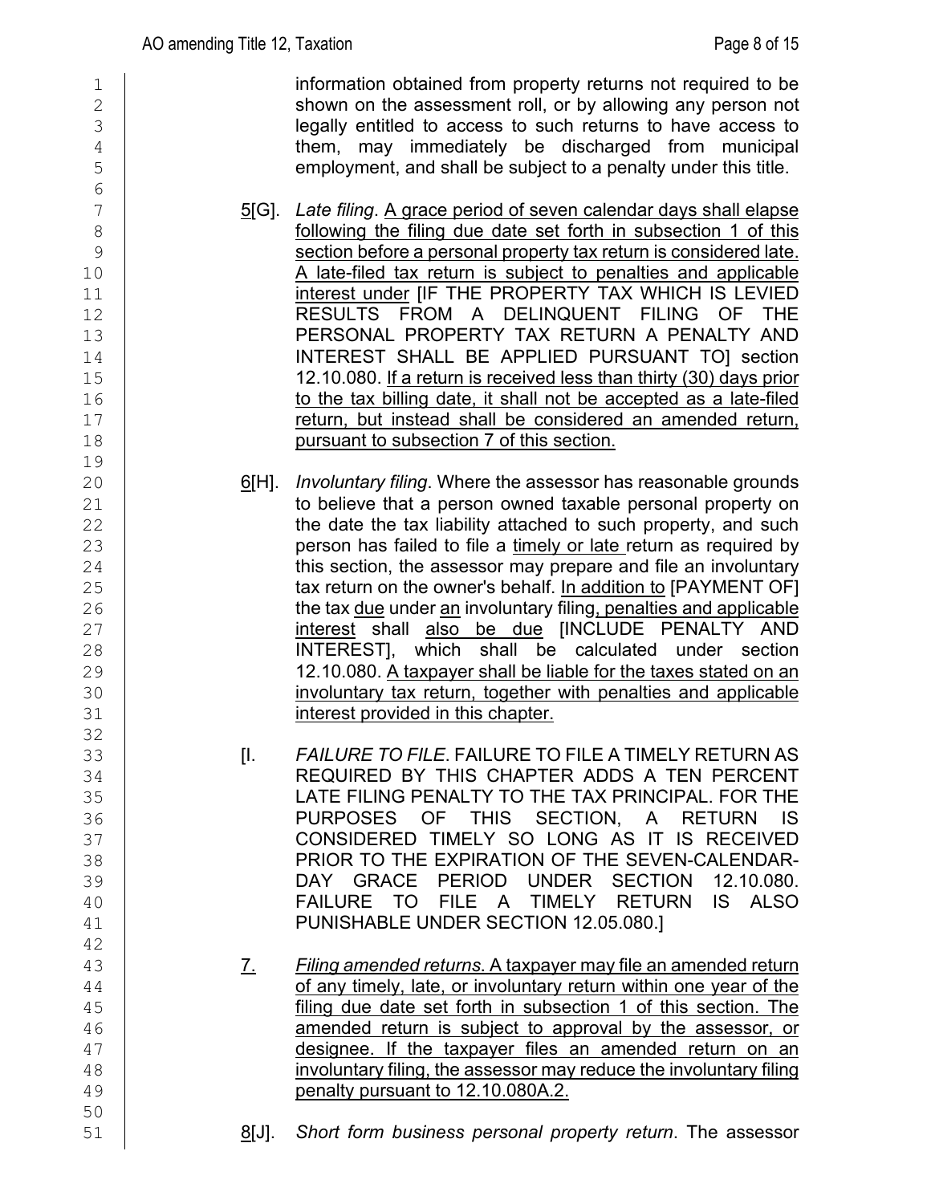information obtained from property returns not required to be shown on the assessment roll, or by allowing any person not legally entitled to access to such returns to have access to them, may immediately be discharged from municipal employment, and shall be subject to a penalty under this title.

5[G]. *Late filing*. A grace period of seven calendar days shall elapse following the filing due date set forth in subsection 1 of this section before a personal property tax return is considered late. A late-filed tax return is subject to penalties and applicable interest under [IF THE PROPERTY TAX WHICH IS LEVIED RESULTS FROM A DELINQUENT FILING OF THE PERSONAL PROPERTY TAX RETURN A PENALTY AND INTEREST SHALL BE APPLIED PURSUANT TO] section 12.10.080. If a return is received less than thirty (30) days prior to the tax billing date, it shall not be accepted as a late-filed return, but instead shall be considered an amended return, pursuant to subsection 7 of this section.

6[H]. *Involuntary filing*. Where the assessor has reasonable grounds to believe that a person owned taxable personal property on the date the tax liability attached to such property, and such person has failed to file a timely or late return as required by this section, the assessor may prepare and file an involuntary tax return on the owner's behalf. In addition to [PAYMENT OF] the tax due under an involuntary filing, penalties and applicable interest shall also be due [INCLUDE PENALTY AND INTEREST], which shall be calculated under section 12.10.080. A taxpayer shall be liable for the taxes stated on an involuntary tax return, together with penalties and applicable interest provided in this chapter.

[I. *FAILURE TO FILE*. FAILURE TO FILE A TIMELY RETURN AS REQUIRED BY THIS CHAPTER ADDS A TEN PERCENT LATE FILING PENALTY TO THE TAX PRINCIPAL. FOR THE PURPOSES OF THIS SECTION, A RETURN IS CONSIDERED TIMELY SO LONG AS IT IS RECEIVED PRIOR TO THE EXPIRATION OF THE SEVEN-CALENDAR-DAY GRACE PERIOD UNDER SECTION 12.10.080. FAILURE TO FILE A TIMELY RETURN IS ALSO PUNISHABLE UNDER SECTION 12.05.080.]

7. *Filing amended returns.* A taxpayer may file an amended return of any timely, late, or involuntary return within one year of the filing due date set forth in subsection 1 of this section. The amended return is subject to approval by the assessor, or designee. If the taxpayer files an amended return on an involuntary filing, the assessor may reduce the involuntary filing penalty pursuant to 12.10.080A.2.

8[J]. *Short form business personal property return*. The assessor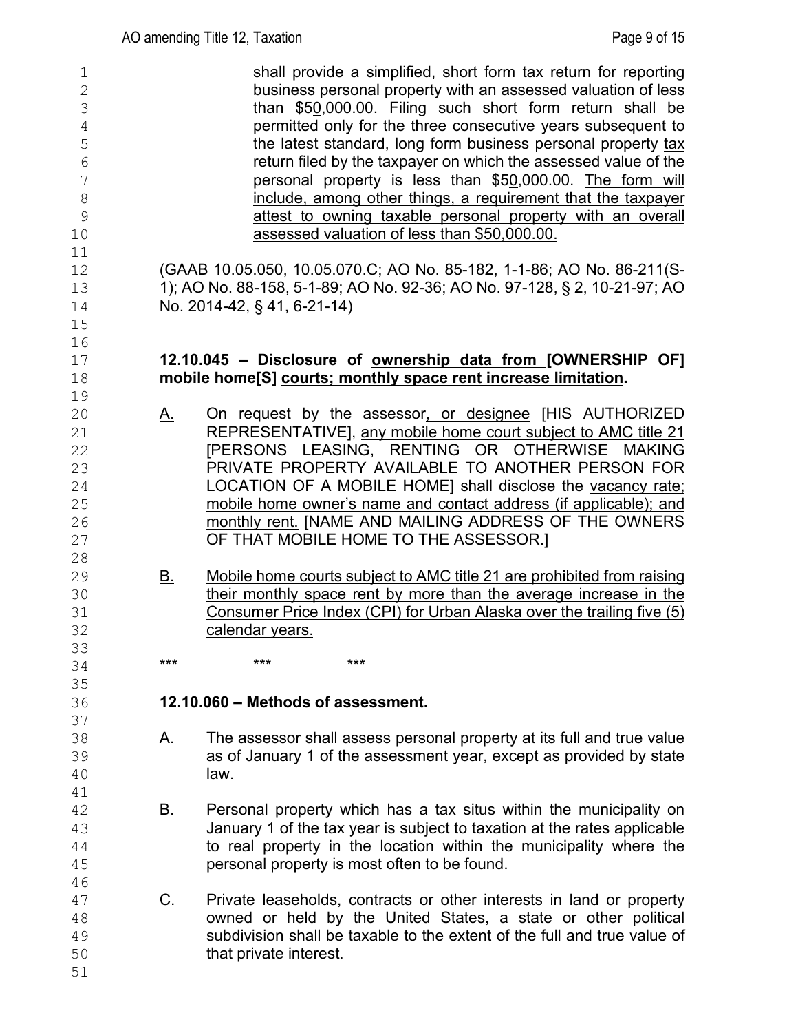shall provide a simplified, short form tax return for reporting business personal property with an assessed valuation of less than \$50,000.00. Filing such short form return shall be permitted only for the three consecutive years subsequent to the latest standard, long form business personal property tax return filed by the taxpayer on which the assessed value of the personal property is less than \$50,000.00. The form will include, among other things, a requirement that the taxpayer attest to owning taxable personal property with an overall assessed valuation of less than \$50,000.00.

(GAAB 10.05.050, 10.05.070.C; AO No. 85-182, 1-1-86; AO No. 86-211(S-1); AO No. 88-158, 5-1-89; AO No. 92-36; AO No. 97-128, § 2, 10-21-97; AO No. 2014-42, § 41, 6-21-14)

**12.10.045 – Disclosure of ownership data from [OWNERSHIP OF] mobile home[S] courts; monthly space rent increase limitation.**

A. On request by the assessor, or designee [HIS AUTHORIZED REPRESENTATIVE], any mobile home court subject to AMC title 21 [PERSONS LEASING, RENTING OR OTHERWISE MAKING PRIVATE PROPERTY AVAILABLE TO ANOTHER PERSON FOR LOCATION OF A MOBILE HOME] shall disclose the vacancy rate; mobile home owner's name and contact address (if applicable); and monthly rent. [NAME AND MAILING ADDRESS OF THE OWNERS OF THAT MOBILE HOME TO THE ASSESSOR.]

B. Mobile home courts subject to AMC title 21 are prohibited from raising their monthly space rent by more than the average increase in the Consumer Price Index (CPI) for Urban Alaska over the trailing five (5) calendar years.

\*\*\* \*\*\* \*\*\*

**12.10.060 – Methods of assessment.**

A. The assessor shall assess personal property at its full and true value as of January 1 of the assessment year, except as provided by state law.

B. Personal property which has a tax situs within the municipality on January 1 of the tax year is subject to taxation at the rates applicable to real property in the location within the municipality where the personal property is most often to be found.

C. Private leaseholds, contracts or other interests in land or property owned or held by the United States, a state or other political subdivision shall be taxable to the extent of the full and true value of that private interest.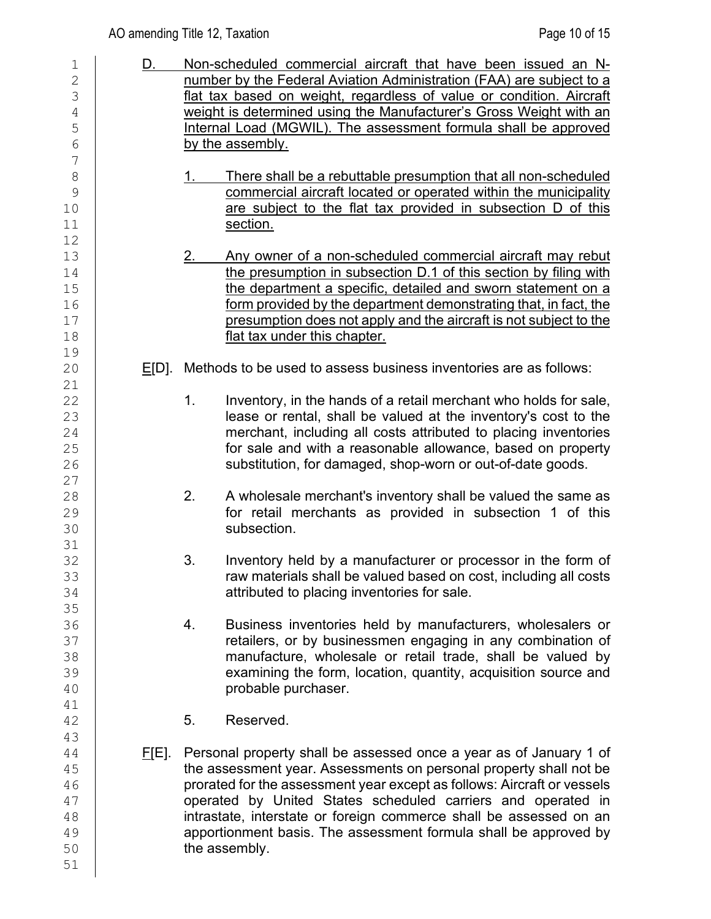D. Non-scheduled commercial aircraft that have been issued an N-number by the Federal Aviation Administration (FAA) are subject to a flat tax based on weight, regardless of value or condition. Aircraft weight is determined using the Manufacturer's Gross Weight with an Internal Load (MGWIL). The assessment formula shall be approved by the assembly.

1. There shall be a rebuttable presumption that all non-scheduled commercial aircraft located or operated within the municipality are subject to the flat tax provided in subsection D of this section.

2. Any owner of a non-scheduled commercial aircraft may rebut the presumption in subsection D.1 of this section by filing with the department a specific, detailed and sworn statement on a form provided by the department demonstrating that, in fact, the presumption does not apply and the aircraft is not subject to the flat tax under this chapter.

E[D]. Methods to be used to assess business inventories are as follows:

1. Inventory, in the hands of a retail merchant who holds for sale, lease or rental, shall be valued at the inventory's cost to the merchant, including all costs attributed to placing inventories for sale and with a reasonable allowance, based on property substitution, for damaged, shop-worn or out-of-date goods.

2. A wholesale merchant's inventory shall be valued the same as for retail merchants as provided in subsection 1 of this subsection.

3. Inventory held by a manufacturer or processor in the form of raw materials shall be valued based on cost, including all costs attributed to placing inventories for sale.

4. Business inventories held by manufacturers, wholesalers or retailers, or by businessmen engaging in any combination of manufacture, wholesale or retail trade, shall be valued by examining the form, location, quantity, acquisition source and probable purchaser.

5. Reserved.

F[E]. Personal property shall be assessed once a year as of January 1 of the assessment year. Assessments on personal property shall not be prorated for the assessment year except as follows: Aircraft or vessels operated by United States scheduled carriers and operated in intrastate, interstate or foreign commerce shall be assessed on an apportionment basis. The assessment formula shall be approved by the assembly.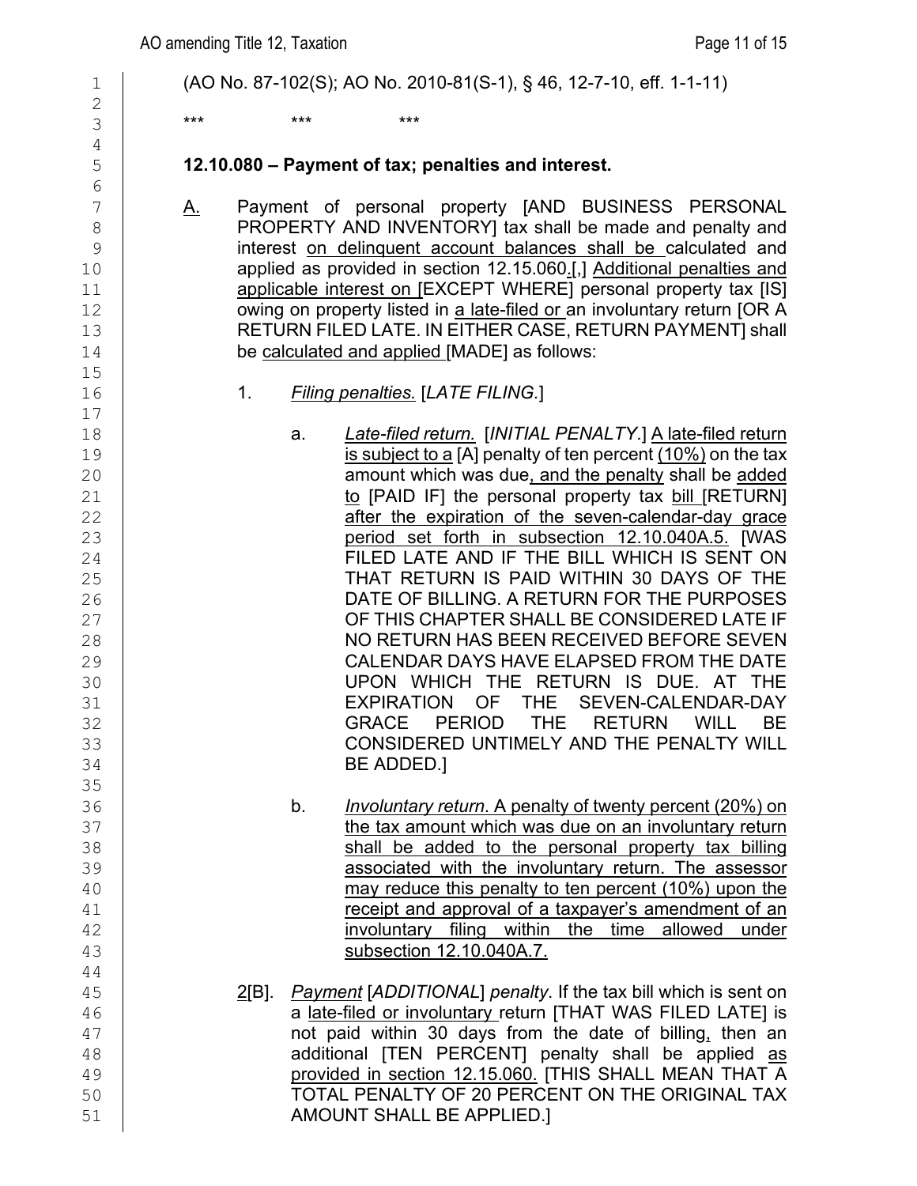(AO No. 87-102(S); AO No. 2010-81(S-1), § 46, 12-7-10, eff. 1-1-11)

\*\*\*   \*\*\*   \*\*\*

**12.10.080 – Payment of tax; penalties and interest.**

A. Payment of personal property [AND BUSINESS PERSONAL PROPERTY AND INVENTORY] tax shall be made and penalty and interest on delinquent account balances shall be calculated and applied as provided in section 12.15.060.[,] Additional penalties and applicable interest on [EXCEPT WHERE] personal property tax [IS] owing on property listed in a late-filed or an involuntary return [OR A RETURN FILED LATE. IN EITHER CASE, RETURN PAYMENT] shall be calculated and applied [MADE] as follows:

1. *Filing penalties.* [*LATE FILING.*]

   a. *Late-filed return.* [*INITIAL PENALTY.*] A late-filed return is subject to a [A] penalty of ten percent (10%) on the tax amount which was due, and the penalty shall be added to [PAID IF] the personal property tax bill [RETURN] after the expiration of the seven-calendar-day grace period set forth in subsection 12.10.040A.5. [WAS FILED LATE AND IF THE BILL WHICH IS SENT ON THAT RETURN IS PAID WITHIN 30 DAYS OF THE DATE OF BILLING. A RETURN FOR THE PURPOSES OF THIS CHAPTER SHALL BE CONSIDERED LATE IF NO RETURN HAS BEEN RECEIVED BEFORE SEVEN CALENDAR DAYS HAVE ELAPSED FROM THE DATE UPON WHICH THE RETURN IS DUE. AT THE EXPIRATION OF THE SEVEN-CALENDAR-DAY GRACE PERIOD THE RETURN WILL BE CONSIDERED UNTIMELY AND THE PENALTY WILL BE ADDED.]

   b. *Involuntary return*. A penalty of twenty percent (20%) on the tax amount which was due on an involuntary return shall be added to the personal property tax billing associated with the involuntary return. The assessor may reduce this penalty to ten percent (10%) upon the receipt and approval of a taxpayer's amendment of an involuntary filing within the time allowed under subsection 12.10.040A.7.

2[B]. *Payment* [*ADDITIONAL*] *penalty*. If the tax bill which is sent on a late-filed or involuntary return [THAT WAS FILED LATE] is not paid within 30 days from the date of billing, then an additional [TEN PERCENT] penalty shall be applied as provided in section 12.15.060. [THIS SHALL MEAN THAT A TOTAL PENALTY OF 20 PERCENT ON THE ORIGINAL TAX AMOUNT SHALL BE APPLIED.]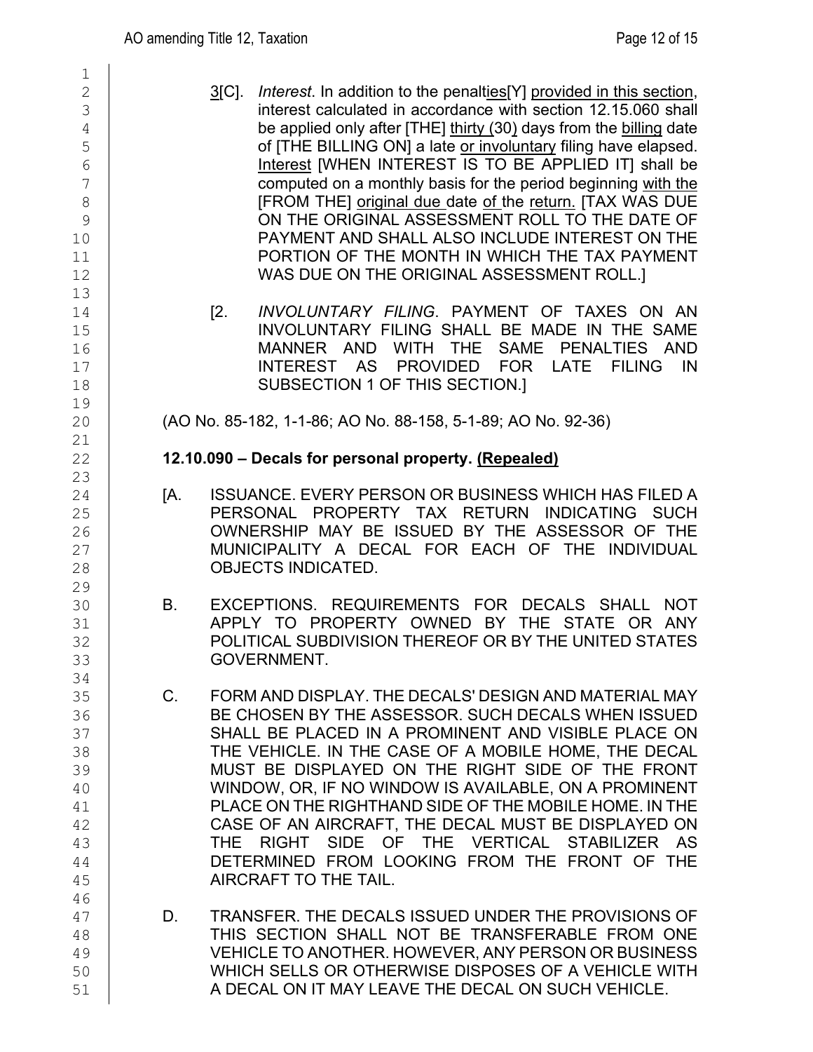3[C]. *Interest*. In addition to the penalties[Y] provided in this section, interest calculated in accordance with section 12.15.060 shall be applied only after [THE] thirty (30) days from the billing date of [THE BILLING ON] a late or involuntary filing have elapsed. Interest [WHEN INTEREST IS TO BE APPLIED IT] shall be computed on a monthly basis for the period beginning with the [FROM THE] original due date of the return. [TAX WAS DUE ON THE ORIGINAL ASSESSMENT ROLL TO THE DATE OF PAYMENT AND SHALL ALSO INCLUDE INTEREST ON THE PORTION OF THE MONTH IN WHICH THE TAX PAYMENT WAS DUE ON THE ORIGINAL ASSESSMENT ROLL.]

[2. *INVOLUNTARY FILING*. PAYMENT OF TAXES ON AN INVOLUNTARY FILING SHALL BE MADE IN THE SAME MANNER AND WITH THE SAME PENALTIES AND INTEREST AS PROVIDED FOR LATE FILING IN SUBSECTION 1 OF THIS SECTION.]

(AO No. 85-182, 1-1-86; AO No. 88-158, 5-1-89; AO No. 92-36)

**12.10.090 – Decals for personal property. (Repealed)**

[A. ISSUANCE. EVERY PERSON OR BUSINESS WHICH HAS FILED A PERSONAL PROPERTY TAX RETURN INDICATING SUCH OWNERSHIP MAY BE ISSUED BY THE ASSESSOR OF THE MUNICIPALITY A DECAL FOR EACH OF THE INDIVIDUAL OBJECTS INDICATED.

B. EXCEPTIONS. REQUIREMENTS FOR DECALS SHALL NOT APPLY TO PROPERTY OWNED BY THE STATE OR ANY POLITICAL SUBDIVISION THEREOF OR BY THE UNITED STATES GOVERNMENT.

C. FORM AND DISPLAY. THE DECALS' DESIGN AND MATERIAL MAY BE CHOSEN BY THE ASSESSOR. SUCH DECALS WHEN ISSUED SHALL BE PLACED IN A PROMINENT AND VISIBLE PLACE ON THE VEHICLE. IN THE CASE OF A MOBILE HOME, THE DECAL MUST BE DISPLAYED ON THE RIGHT SIDE OF THE FRONT WINDOW, OR, IF NO WINDOW IS AVAILABLE, ON A PROMINENT PLACE ON THE RIGHTHAND SIDE OF THE MOBILE HOME. IN THE CASE OF AN AIRCRAFT, THE DECAL MUST BE DISPLAYED ON THE RIGHT SIDE OF THE VERTICAL STABILIZER AS DETERMINED FROM LOOKING FROM THE FRONT OF THE AIRCRAFT TO THE TAIL.

D. TRANSFER. THE DECALS ISSUED UNDER THE PROVISIONS OF THIS SECTION SHALL NOT BE TRANSFERABLE FROM ONE VEHICLE TO ANOTHER. HOWEVER, ANY PERSON OR BUSINESS WHICH SELLS OR OTHERWISE DISPOSES OF A VEHICLE WITH A DECAL ON IT MAY LEAVE THE DECAL ON SUCH VEHICLE.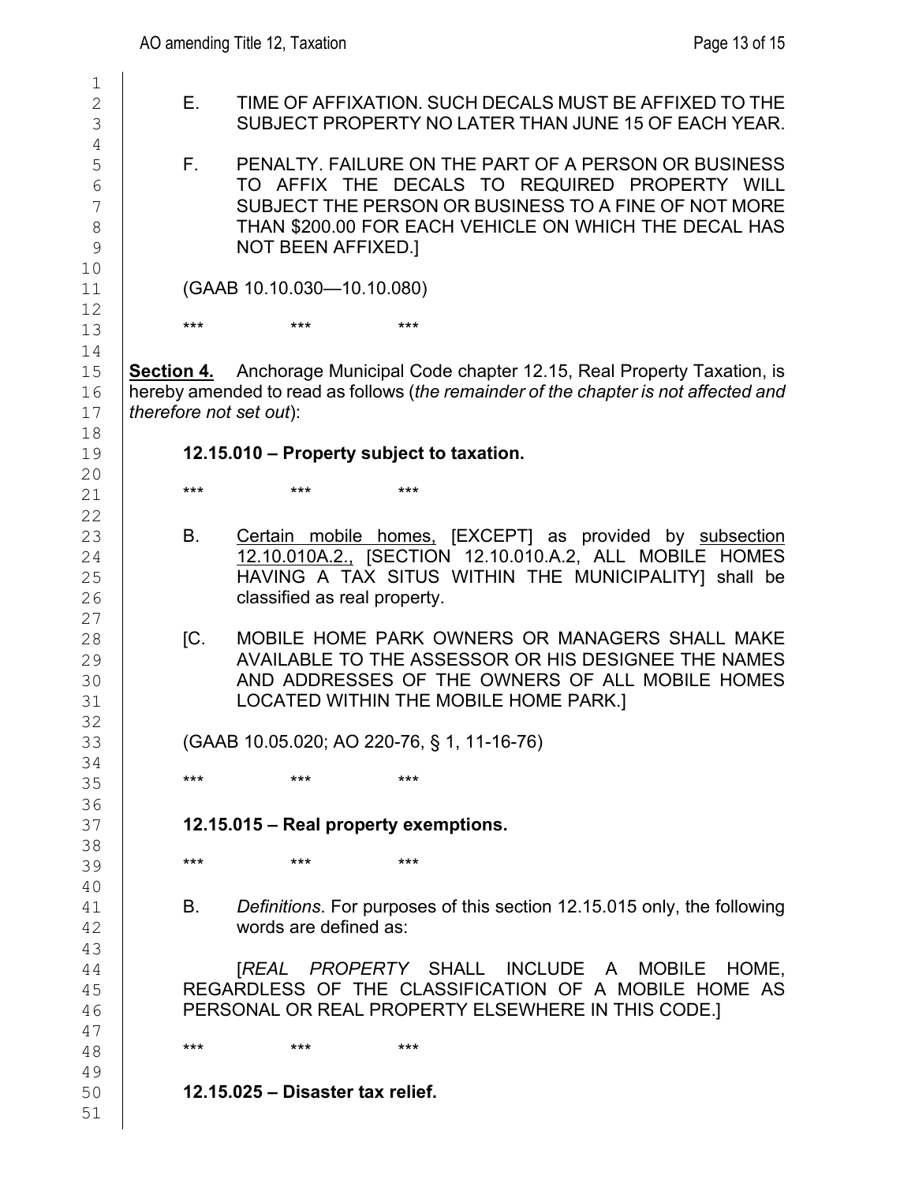E. TIME OF AFFIXATION. SUCH DECALS MUST BE AFFIXED TO THE SUBJECT PROPERTY NO LATER THAN JUNE 15 OF EACH YEAR.

F. PENALTY. FAILURE ON THE PART OF A PERSON OR BUSINESS TO AFFIX THE DECALS TO REQUIRED PROPERTY WILL SUBJECT THE PERSON OR BUSINESS TO A FINE OF NOT MORE THAN $200.00 FOR EACH VEHICLE ON WHICH THE DECAL HAS NOT BEEN AFFIXED.]

(GAAB 10.10.030—10.10.080)

\*\*\* \*\*\* \*\*\*

**Section 4.** Anchorage Municipal Code chapter 12.15, Real Property Taxation, is hereby amended to read as follows (*the remainder of the chapter is not affected and therefore not set out*):

**12.15.010 – Property subject to taxation.**

\*\*\* \*\*\* \*\*\*

B. <u>Certain mobile homes,</u> [EXCEPT] as provided by <u>subsection 12.10.010A.2.,</u> [SECTION 12.10.010.A.2, ALL MOBILE HOMES HAVING A TAX SITUS WITHIN THE MUNICIPALITY] shall be classified as real property.

[C. MOBILE HOME PARK OWNERS OR MANAGERS SHALL MAKE AVAILABLE TO THE ASSESSOR OR HIS DESIGNEE THE NAMES AND ADDRESSES OF THE OWNERS OF ALL MOBILE HOMES LOCATED WITHIN THE MOBILE HOME PARK.]

(GAAB 10.05.020; AO 220-76, § 1, 11-16-76)

\*\*\* \*\*\* \*\*\*

**12.15.015 – Real property exemptions.**

\*\*\* \*\*\* \*\*\*

B. *Definitions*. For purposes of this section 12.15.015 only, the following words are defined as:

[*REAL PROPERTY* SHALL INCLUDE A MOBILE HOME, REGARDLESS OF THE CLASSIFICATION OF A MOBILE HOME AS PERSONAL OR REAL PROPERTY ELSEWHERE IN THIS CODE.]

\*\*\* \*\*\* \*\*\*

**12.15.025 – Disaster tax relief.**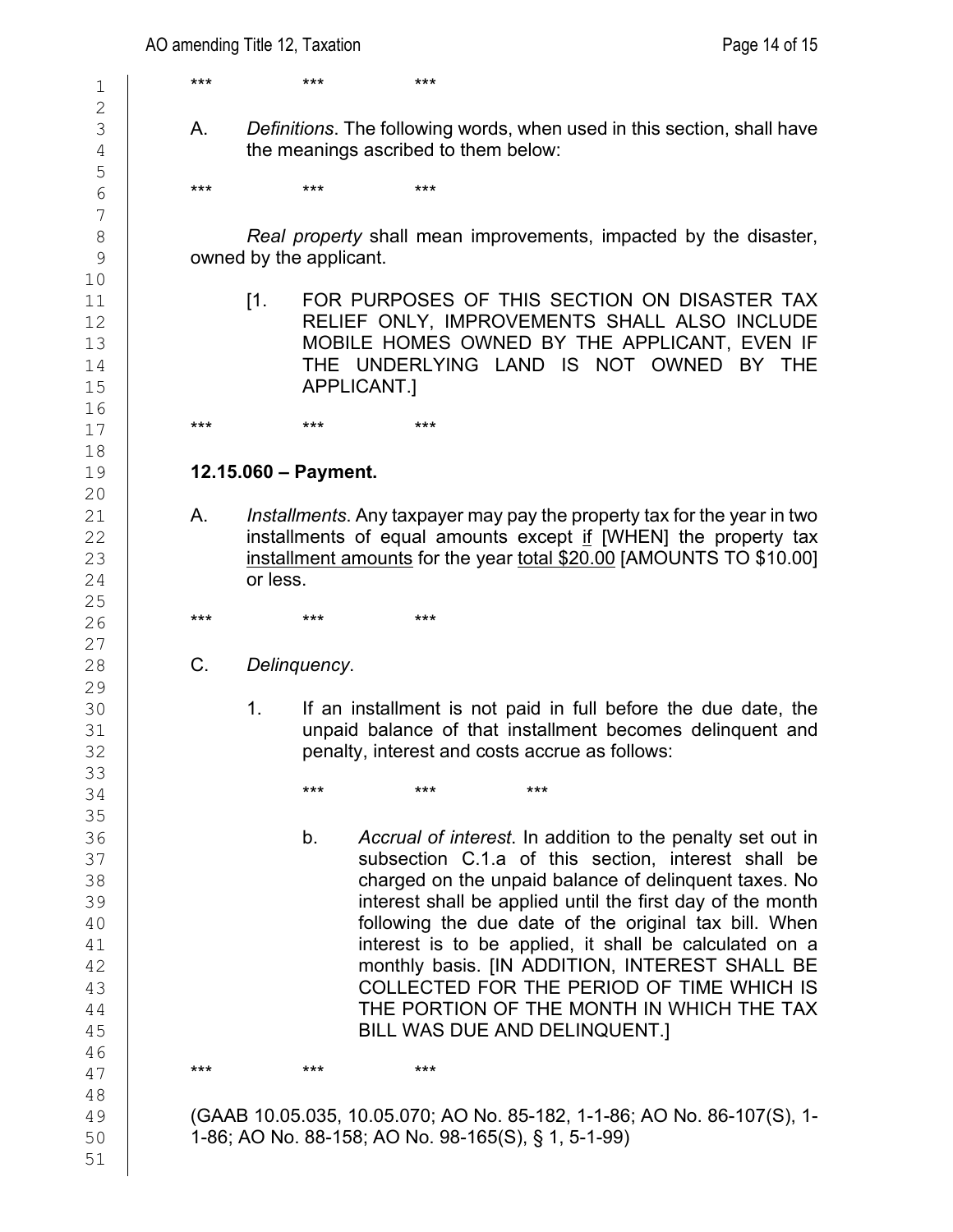\*\*\*          \*\*\*          \*\*\*

A. *Definitions*. The following words, when used in this section, shall have the meanings ascribed to them below:

\*\*\*          \*\*\*          \*\*\*

*Real property* shall mean improvements, impacted by the disaster, owned by the applicant.

[1. FOR PURPOSES OF THIS SECTION ON DISASTER TAX RELIEF ONLY, IMPROVEMENTS SHALL ALSO INCLUDE MOBILE HOMES OWNED BY THE APPLICANT, EVEN IF THE UNDERLYING LAND IS NOT OWNED BY THE APPLICANT.]

\*\*\*          \*\*\*          \*\*\*

**12.15.060 – Payment.**

A. *Installments*. Any taxpayer may pay the property tax for the year in two installments of equal amounts except <u>if</u> [WHEN] the property tax <u>installment amounts</u> for the year <u>total $20.00</u> [AMOUNTS TO $10.00] or less.

\*\*\*          \*\*\*          \*\*\*

C. *Delinquency*.

1. If an installment is not paid in full before the due date, the unpaid balance of that installment becomes delinquent and penalty, interest and costs accrue as follows:

   \*\*\*          \*\*\*          \*\*\*

   b. *Accrual of interest*. In addition to the penalty set out in subsection C.1.a of this section, interest shall be charged on the unpaid balance of delinquent taxes. No interest shall be applied until the first day of the month following the due date of the original tax bill. When interest is to be applied, it shall be calculated on a monthly basis. [IN ADDITION, INTEREST SHALL BE COLLECTED FOR THE PERIOD OF TIME WHICH IS THE PORTION OF THE MONTH IN WHICH THE TAX BILL WAS DUE AND DELINQUENT.]

\*\*\*          \*\*\*          \*\*\*

(GAAB 10.05.035, 10.05.070; AO No. 85-182, 1-1-86; AO No. 86-107(S), 1-1-86; AO No. 88-158; AO No. 98-165(S), § 1, 5-1-99)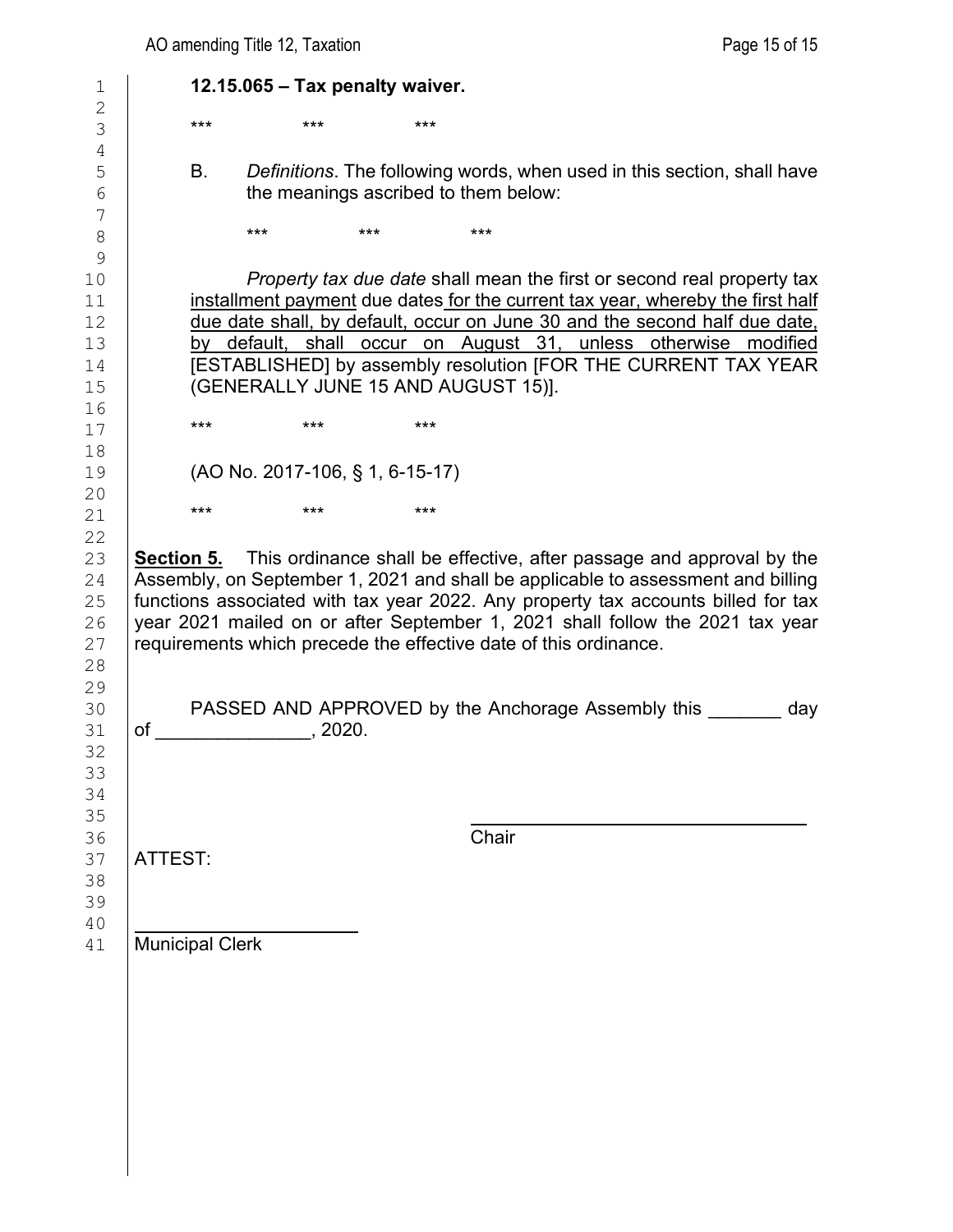**12.15.065 – Tax penalty waiver.**

\*\*\*     \*\*\*     \*\*\*

B. *Definitions*. The following words, when used in this section, shall have the meanings ascribed to them below:

\*\*\*     \*\*\*     \*\*\*

*Property tax due date* shall mean the first or second real property tax installment payment due dates for the current tax year, whereby the first half due date shall, by default, occur on June 30 and the second half due date, by default, shall occur on August 31, unless otherwise modified [ESTABLISHED] by assembly resolution [FOR THE CURRENT TAX YEAR (GENERALLY JUNE 15 AND AUGUST 15)].

\*\*\*     \*\*\*     \*\*\*

(AO No. 2017-106, § 1, 6-15-17)

\*\*\*     \*\*\*     \*\*\*

**Section 5.** This ordinance shall be effective, after passage and approval by the Assembly, on September 1, 2021 and shall be applicable to assessment and billing functions associated with tax year 2022. Any property tax accounts billed for tax year 2021 mailed on or after September 1, 2021 shall follow the 2021 tax year requirements which precede the effective date of this ordinance.

PASSED AND APPROVED by the Anchorage Assembly this _______ day of _______________, 2020.

___________________________________
Chair

ATTEST:

______________________
Municipal Clerk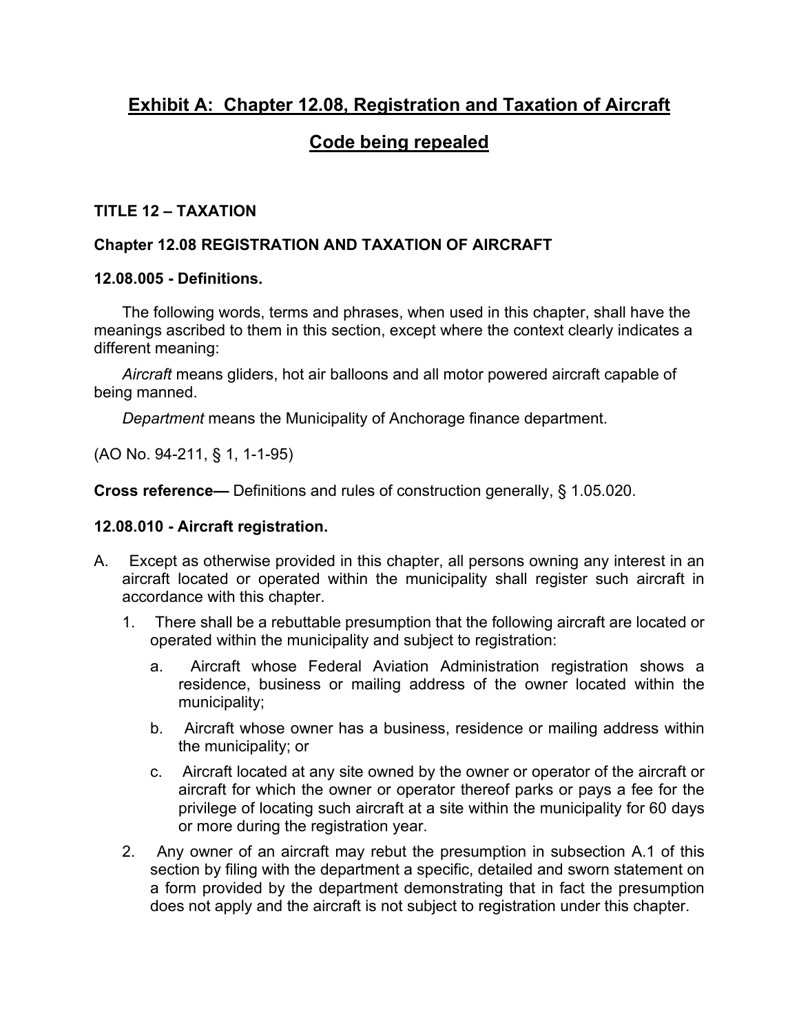# Exhibit A: Chapter 12.08, Registration and Taxation of Aircraft

# Code being repealed

**TITLE 12 – TAXATION**

**Chapter 12.08 REGISTRATION AND TAXATION OF AIRCRAFT**

**12.08.005 - Definitions.**

The following words, terms and phrases, when used in this chapter, shall have the meanings ascribed to them in this section, except where the context clearly indicates a different meaning:

*Aircraft* means gliders, hot air balloons and all motor powered aircraft capable of being manned.

*Department* means the Municipality of Anchorage finance department.

(AO No. 94-211, § 1, 1-1-95)

**Cross reference—** Definitions and rules of construction generally, § 1.05.020.

**12.08.010 - Aircraft registration.**

A. Except as otherwise provided in this chapter, all persons owning any interest in an aircraft located or operated within the municipality shall register such aircraft in accordance with this chapter.

   1. There shall be a rebuttable presumption that the following aircraft are located or operated within the municipality and subject to registration:

      a. Aircraft whose Federal Aviation Administration registration shows a residence, business or mailing address of the owner located within the municipality;

      b. Aircraft whose owner has a business, residence or mailing address within the municipality; or

      c. Aircraft located at any site owned by the owner or operator of the aircraft or aircraft for which the owner or operator thereof parks or pays a fee for the privilege of locating such aircraft at a site within the municipality for 60 days or more during the registration year.

   2. Any owner of an aircraft may rebut the presumption in subsection A.1 of this section by filing with the department a specific, detailed and sworn statement on a form provided by the department demonstrating that in fact the presumption does not apply and the aircraft is not subject to registration under this chapter.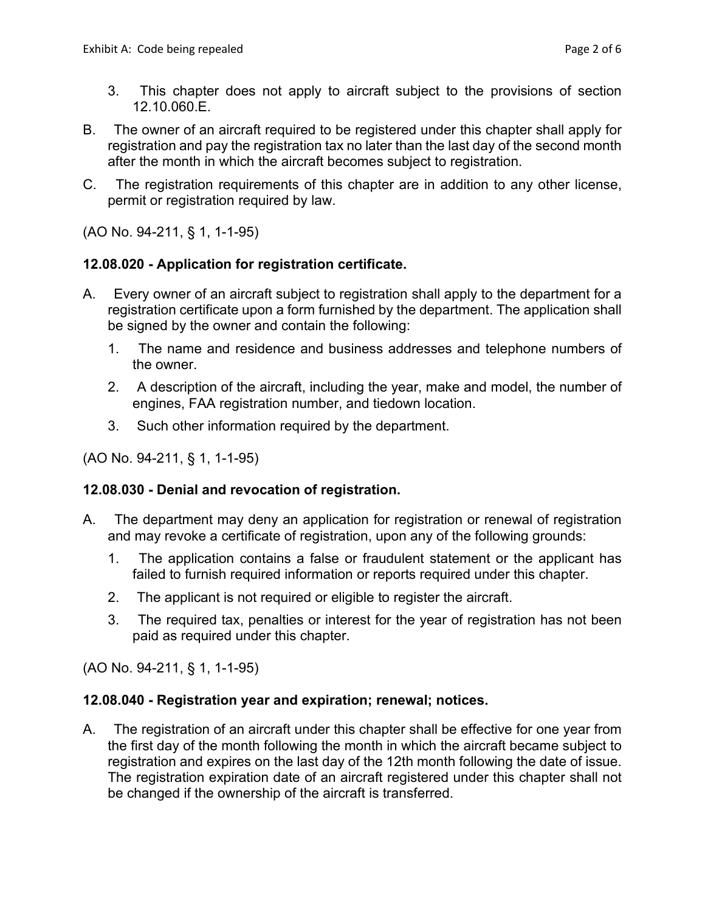3. This chapter does not apply to aircraft subject to the provisions of section 12.10.060.E.

B. The owner of an aircraft required to be registered under this chapter shall apply for registration and pay the registration tax no later than the last day of the second month after the month in which the aircraft becomes subject to registration.

C. The registration requirements of this chapter are in addition to any other license, permit or registration required by law.

(AO No. 94-211, § 1, 1-1-95)

**12.08.020 - Application for registration certificate.**

A. Every owner of an aircraft subject to registration shall apply to the department for a registration certificate upon a form furnished by the department. The application shall be signed by the owner and contain the following:

1. The name and residence and business addresses and telephone numbers of the owner.
2. A description of the aircraft, including the year, make and model, the number of engines, FAA registration number, and tiedown location.
3. Such other information required by the department.

(AO No. 94-211, § 1, 1-1-95)

**12.08.030 - Denial and revocation of registration.**

A. The department may deny an application for registration or renewal of registration and may revoke a certificate of registration, upon any of the following grounds:

1. The application contains a false or fraudulent statement or the applicant has failed to furnish required information or reports required under this chapter.
2. The applicant is not required or eligible to register the aircraft.
3. The required tax, penalties or interest for the year of registration has not been paid as required under this chapter.

(AO No. 94-211, § 1, 1-1-95)

**12.08.040 - Registration year and expiration; renewal; notices.**

A. The registration of an aircraft under this chapter shall be effective for one year from the first day of the month following the month in which the aircraft became subject to registration and expires on the last day of the 12th month following the date of issue. The registration expiration date of an aircraft registered under this chapter shall not be changed if the ownership of the aircraft is transferred.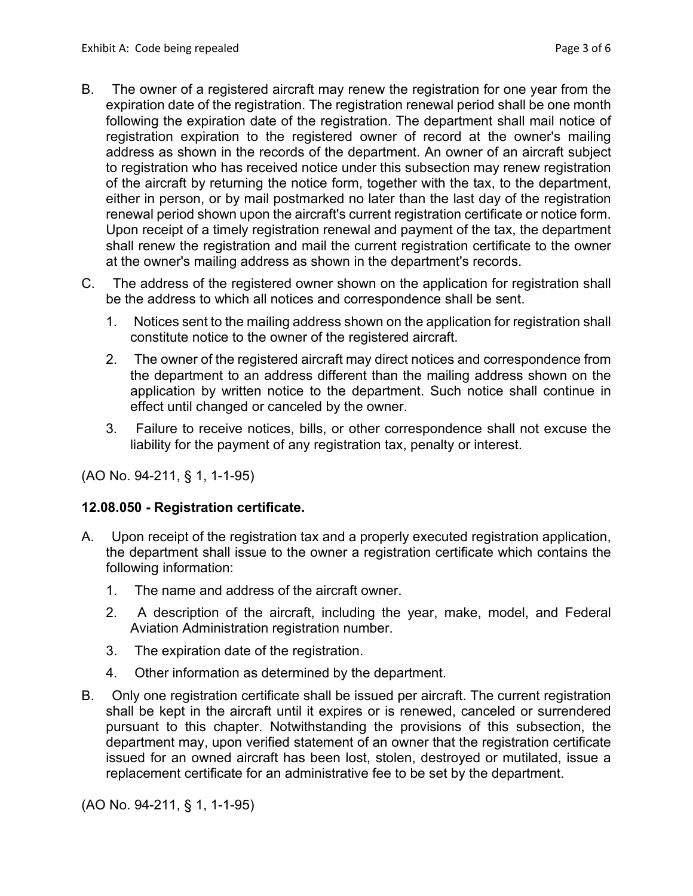B. The owner of a registered aircraft may renew the registration for one year from the expiration date of the registration. The registration renewal period shall be one month following the expiration date of the registration. The department shall mail notice of registration expiration to the registered owner of record at the owner's mailing address as shown in the records of the department. An owner of an aircraft subject to registration who has received notice under this subsection may renew registration of the aircraft by returning the notice form, together with the tax, to the department, either in person, or by mail postmarked no later than the last day of the registration renewal period shown upon the aircraft's current registration certificate or notice form. Upon receipt of a timely registration renewal and payment of the tax, the department shall renew the registration and mail the current registration certificate to the owner at the owner's mailing address as shown in the department's records.

C. The address of the registered owner shown on the application for registration shall be the address to which all notices and correspondence shall be sent.

   1. Notices sent to the mailing address shown on the application for registration shall constitute notice to the owner of the registered aircraft.

   2. The owner of the registered aircraft may direct notices and correspondence from the department to an address different than the mailing address shown on the application by written notice to the department. Such notice shall continue in effect until changed or canceled by the owner.

   3. Failure to receive notices, bills, or other correspondence shall not excuse the liability for the payment of any registration tax, penalty or interest.

(AO No. 94-211, § 1, 1-1-95)

**12.08.050 - Registration certificate.**

A. Upon receipt of the registration tax and a properly executed registration application, the department shall issue to the owner a registration certificate which contains the following information:

   1. The name and address of the aircraft owner.

   2. A description of the aircraft, including the year, make, model, and Federal Aviation Administration registration number.

   3. The expiration date of the registration.

   4. Other information as determined by the department.

B. Only one registration certificate shall be issued per aircraft. The current registration shall be kept in the aircraft until it expires or is renewed, canceled or surrendered pursuant to this chapter. Notwithstanding the provisions of this subsection, the department may, upon verified statement of an owner that the registration certificate issued for an owned aircraft has been lost, stolen, destroyed or mutilated, issue a replacement certificate for an administrative fee to be set by the department.

(AO No. 94-211, § 1, 1-1-95)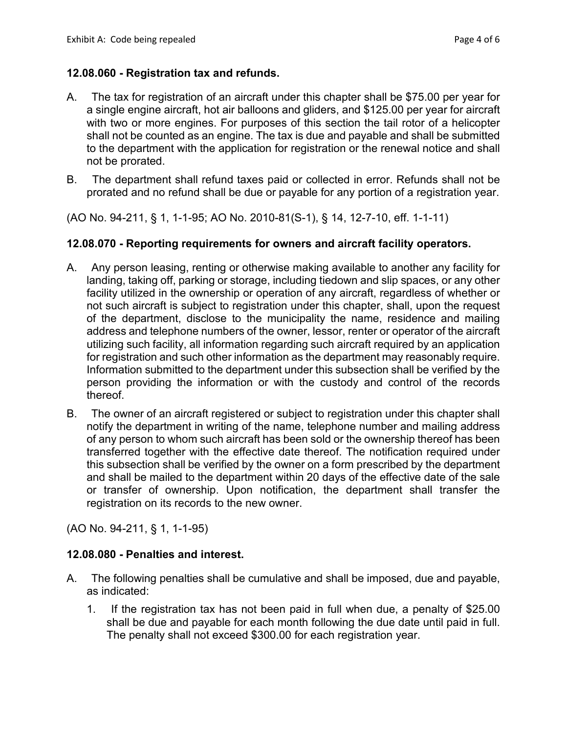### 12.08.060 - Registration tax and refunds.

A. The tax for registration of an aircraft under this chapter shall be $75.00 per year for a single engine aircraft, hot air balloons and gliders, and $125.00 per year for aircraft with two or more engines. For purposes of this section the tail rotor of a helicopter shall not be counted as an engine. The tax is due and payable and shall be submitted to the department with the application for registration or the renewal notice and shall not be prorated.

B. The department shall refund taxes paid or collected in error. Refunds shall not be prorated and no refund shall be due or payable for any portion of a registration year.

(AO No. 94-211, § 1, 1-1-95; AO No. 2010-81(S-1), § 14, 12-7-10, eff. 1-1-11)

### 12.08.070 - Reporting requirements for owners and aircraft facility operators.

A. Any person leasing, renting or otherwise making available to another any facility for landing, taking off, parking or storage, including tiedown and slip spaces, or any other facility utilized in the ownership or operation of any aircraft, regardless of whether or not such aircraft is subject to registration under this chapter, shall, upon the request of the department, disclose to the municipality the name, residence and mailing address and telephone numbers of the owner, lessor, renter or operator of the aircraft utilizing such facility, all information regarding such aircraft required by an application for registration and such other information as the department may reasonably require. Information submitted to the department under this subsection shall be verified by the person providing the information or with the custody and control of the records thereof.

B. The owner of an aircraft registered or subject to registration under this chapter shall notify the department in writing of the name, telephone number and mailing address of any person to whom such aircraft has been sold or the ownership thereof has been transferred together with the effective date thereof. The notification required under this subsection shall be verified by the owner on a form prescribed by the department and shall be mailed to the department within 20 days of the effective date of the sale or transfer of ownership. Upon notification, the department shall transfer the registration on its records to the new owner.

(AO No. 94-211, § 1, 1-1-95)

### 12.08.080 - Penalties and interest.

A. The following penalties shall be cumulative and shall be imposed, due and payable, as indicated:

   1. If the registration tax has not been paid in full when due, a penalty of $25.00 shall be due and payable for each month following the due date until paid in full. The penalty shall not exceed $300.00 for each registration year.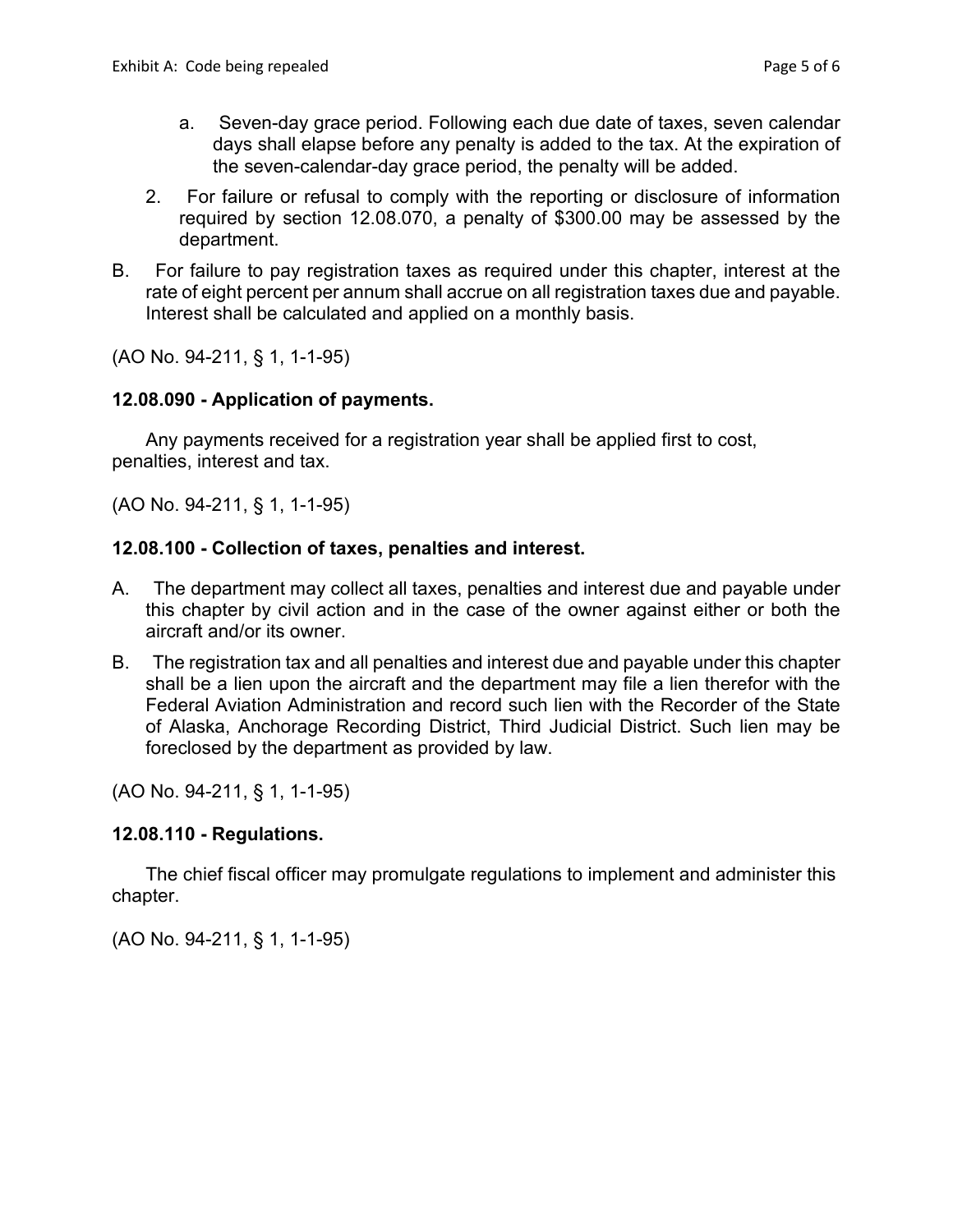a. Seven-day grace period. Following each due date of taxes, seven calendar days shall elapse before any penalty is added to the tax. At the expiration of the seven-calendar-day grace period, the penalty will be added.

2. For failure or refusal to comply with the reporting or disclosure of information required by section 12.08.070, a penalty of $300.00 may be assessed by the department.

B. For failure to pay registration taxes as required under this chapter, interest at the rate of eight percent per annum shall accrue on all registration taxes due and payable. Interest shall be calculated and applied on a monthly basis.

(AO No. 94-211, § 1, 1-1-95)

**12.08.090 - Application of payments.**

Any payments received for a registration year shall be applied first to cost, penalties, interest and tax.

(AO No. 94-211, § 1, 1-1-95)

**12.08.100 - Collection of taxes, penalties and interest.**

A. The department may collect all taxes, penalties and interest due and payable under this chapter by civil action and in the case of the owner against either or both the aircraft and/or its owner.

B. The registration tax and all penalties and interest due and payable under this chapter shall be a lien upon the aircraft and the department may file a lien therefor with the Federal Aviation Administration and record such lien with the Recorder of the State of Alaska, Anchorage Recording District, Third Judicial District. Such lien may be foreclosed by the department as provided by law.

(AO No. 94-211, § 1, 1-1-95)

**12.08.110 - Regulations.**

The chief fiscal officer may promulgate regulations to implement and administer this chapter.

(AO No. 94-211, § 1, 1-1-95)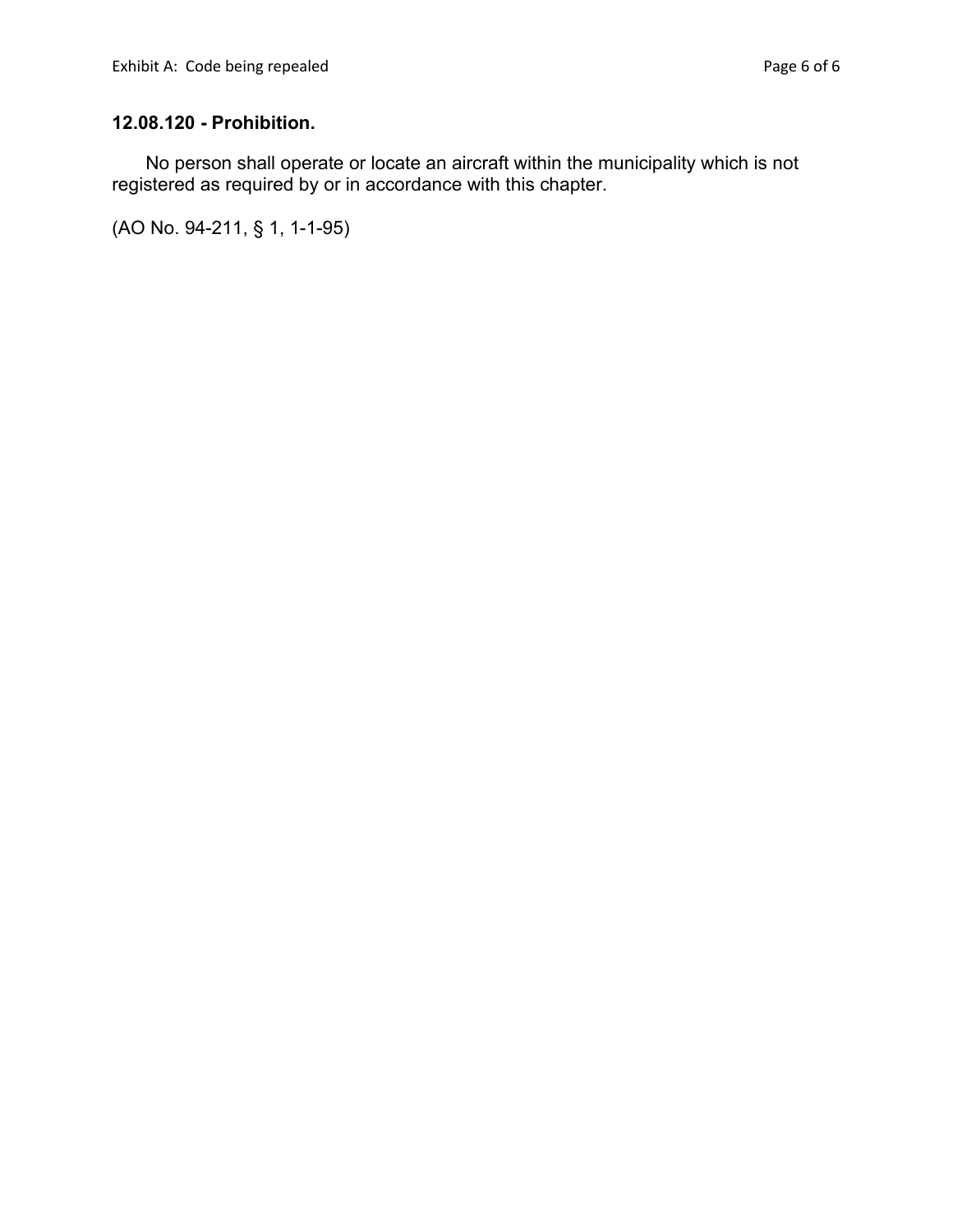**12.08.120 - Prohibition.**

No person shall operate or locate an aircraft within the municipality which is not registered as required by or in accordance with this chapter.

(AO No. 94-211, § 1, 1-1-95)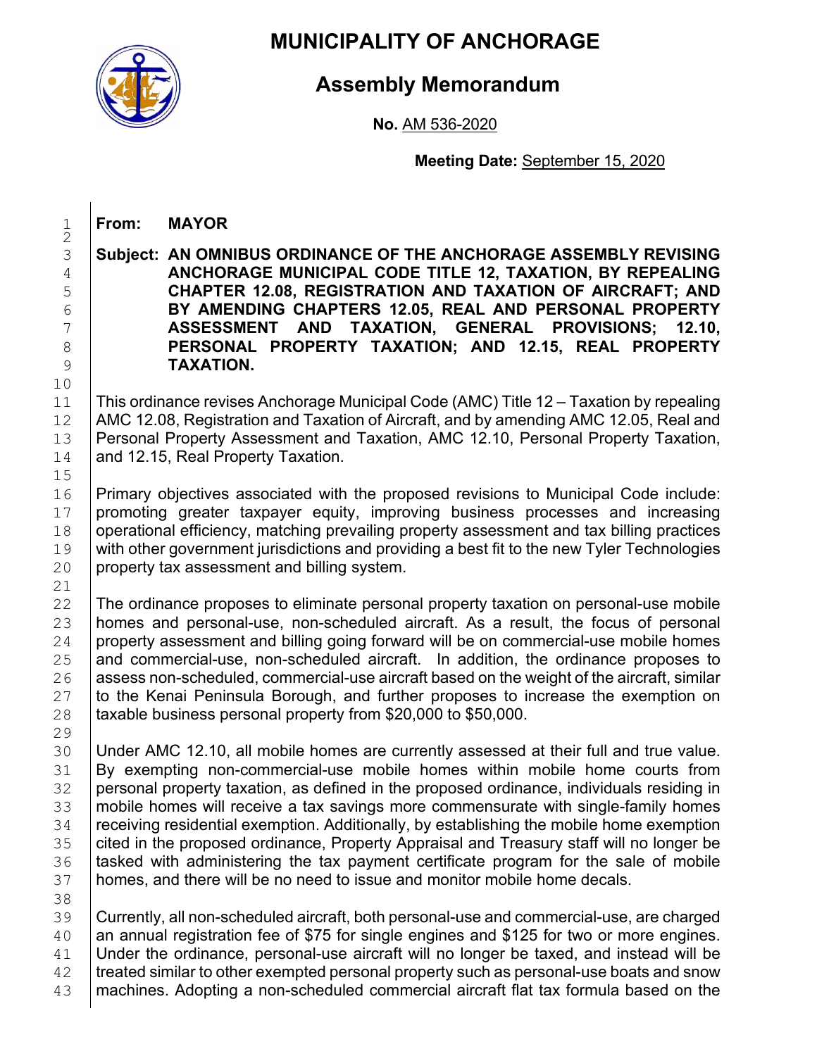# MUNICIPALITY OF ANCHORAGE

## Assembly Memorandum

**No.** AM 536-2020

**Meeting Date:** September 15, 2020

**From: MAYOR**

**Subject: AN OMNIBUS ORDINANCE OF THE ANCHORAGE ASSEMBLY REVISING ANCHORAGE MUNICIPAL CODE TITLE 12, TAXATION, BY REPEALING CHAPTER 12.08, REGISTRATION AND TAXATION OF AIRCRAFT; AND BY AMENDING CHAPTERS 12.05, REAL AND PERSONAL PROPERTY ASSESSMENT AND TAXATION, GENERAL PROVISIONS; 12.10, PERSONAL PROPERTY TAXATION; AND 12.15, REAL PROPERTY TAXATION.**

This ordinance revises Anchorage Municipal Code (AMC) Title 12 – Taxation by repealing AMC 12.08, Registration and Taxation of Aircraft, and by amending AMC 12.05, Real and Personal Property Assessment and Taxation, AMC 12.10, Personal Property Taxation, and 12.15, Real Property Taxation.

Primary objectives associated with the proposed revisions to Municipal Code include: promoting greater taxpayer equity, improving business processes and increasing operational efficiency, matching prevailing property assessment and tax billing practices with other government jurisdictions and providing a best fit to the new Tyler Technologies property tax assessment and billing system.

The ordinance proposes to eliminate personal property taxation on personal-use mobile homes and personal-use, non-scheduled aircraft. As a result, the focus of personal property assessment and billing going forward will be on commercial-use mobile homes and commercial-use, non-scheduled aircraft. In addition, the ordinance proposes to assess non-scheduled, commercial-use aircraft based on the weight of the aircraft, similar to the Kenai Peninsula Borough, and further proposes to increase the exemption on taxable business personal property from $20,000 to $50,000.

Under AMC 12.10, all mobile homes are currently assessed at their full and true value. By exempting non-commercial-use mobile homes within mobile home courts from personal property taxation, as defined in the proposed ordinance, individuals residing in mobile homes will receive a tax savings more commensurate with single-family homes receiving residential exemption. Additionally, by establishing the mobile home exemption cited in the proposed ordinance, Property Appraisal and Treasury staff will no longer be tasked with administering the tax payment certificate program for the sale of mobile homes, and there will be no need to issue and monitor mobile home decals.

Currently, all non-scheduled aircraft, both personal-use and commercial-use, are charged an annual registration fee of $75 for single engines and $125 for two or more engines. Under the ordinance, personal-use aircraft will no longer be taxed, and instead will be treated similar to other exempted personal property such as personal-use boats and snow machines. Adopting a non-scheduled commercial aircraft flat tax formula based on the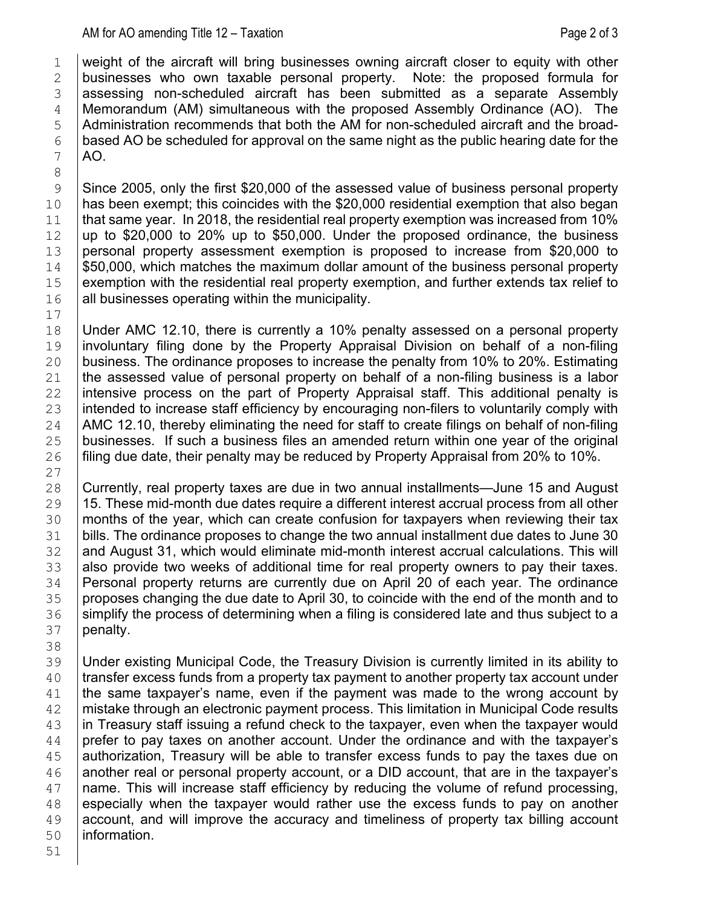weight of the aircraft will bring businesses owning aircraft closer to equity with other businesses who own taxable personal property. Note: the proposed formula for assessing non-scheduled aircraft has been submitted as a separate Assembly Memorandum (AM) simultaneous with the proposed Assembly Ordinance (AO). The Administration recommends that both the AM for non-scheduled aircraft and the broad-based AO be scheduled for approval on the same night as the public hearing date for the AO.

Since 2005, only the first $20,000 of the assessed value of business personal property has been exempt; this coincides with the $20,000 residential exemption that also began that same year. In 2018, the residential real property exemption was increased from 10% up to $20,000 to 20% up to $50,000. Under the proposed ordinance, the business personal property assessment exemption is proposed to increase from $20,000 to $50,000, which matches the maximum dollar amount of the business personal property exemption with the residential real property exemption, and further extends tax relief to all businesses operating within the municipality.

Under AMC 12.10, there is currently a 10% penalty assessed on a personal property involuntary filing done by the Property Appraisal Division on behalf of a non-filing business. The ordinance proposes to increase the penalty from 10% to 20%. Estimating the assessed value of personal property on behalf of a non-filing business is a labor intensive process on the part of Property Appraisal staff. This additional penalty is intended to increase staff efficiency by encouraging non-filers to voluntarily comply with AMC 12.10, thereby eliminating the need for staff to create filings on behalf of non-filing businesses. If such a business files an amended return within one year of the original filing due date, their penalty may be reduced by Property Appraisal from 20% to 10%.

Currently, real property taxes are due in two annual installments—June 15 and August 15. These mid-month due dates require a different interest accrual process from all other months of the year, which can create confusion for taxpayers when reviewing their tax bills. The ordinance proposes to change the two annual installment due dates to June 30 and August 31, which would eliminate mid-month interest accrual calculations. This will also provide two weeks of additional time for real property owners to pay their taxes. Personal property returns are currently due on April 20 of each year. The ordinance proposes changing the due date to April 30, to coincide with the end of the month and to simplify the process of determining when a filing is considered late and thus subject to a penalty.

Under existing Municipal Code, the Treasury Division is currently limited in its ability to transfer excess funds from a property tax payment to another property tax account under the same taxpayer's name, even if the payment was made to the wrong account by mistake through an electronic payment process. This limitation in Municipal Code results in Treasury staff issuing a refund check to the taxpayer, even when the taxpayer would prefer to pay taxes on another account. Under the ordinance and with the taxpayer's authorization, Treasury will be able to transfer excess funds to pay the taxes due on another real or personal property account, or a DID account, that are in the taxpayer's name. This will increase staff efficiency by reducing the volume of refund processing, especially when the taxpayer would rather use the excess funds to pay on another account, and will improve the accuracy and timeliness of property tax billing account information.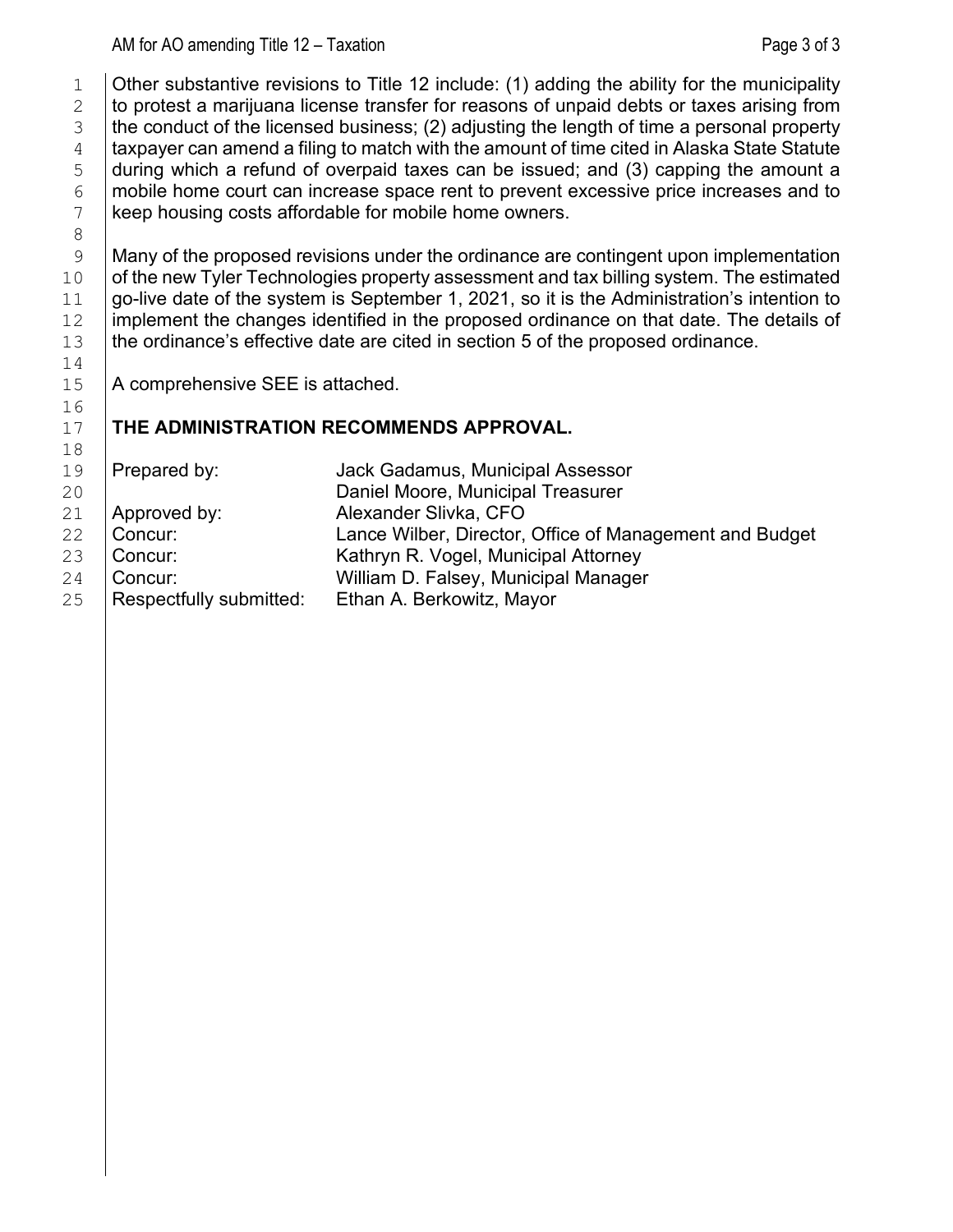Other substantive revisions to Title 12 include: (1) adding the ability for the municipality to protest a marijuana license transfer for reasons of unpaid debts or taxes arising from the conduct of the licensed business; (2) adjusting the length of time a personal property taxpayer can amend a filing to match with the amount of time cited in Alaska State Statute during which a refund of overpaid taxes can be issued; and (3) capping the amount a mobile home court can increase space rent to prevent excessive price increases and to keep housing costs affordable for mobile home owners.

Many of the proposed revisions under the ordinance are contingent upon implementation of the new Tyler Technologies property assessment and tax billing system. The estimated go-live date of the system is September 1, 2021, so it is the Administration's intention to implement the changes identified in the proposed ordinance on that date. The details of the ordinance's effective date are cited in section 5 of the proposed ordinance.

A comprehensive SEE is attached.

**THE ADMINISTRATION RECOMMENDS APPROVAL.**

| | |
|---|---|
| Prepared by: | Jack Gadamus, Municipal Assessor |
| | Daniel Moore, Municipal Treasurer |
| Approved by: | Alexander Slivka, CFO |
| Concur: | Lance Wilber, Director, Office of Management and Budget |
| Concur: | Kathryn R. Vogel, Municipal Attorney |
| Concur: | William D. Falsey, Municipal Manager |
| Respectfully submitted: | Ethan A. Berkowitz, Mayor |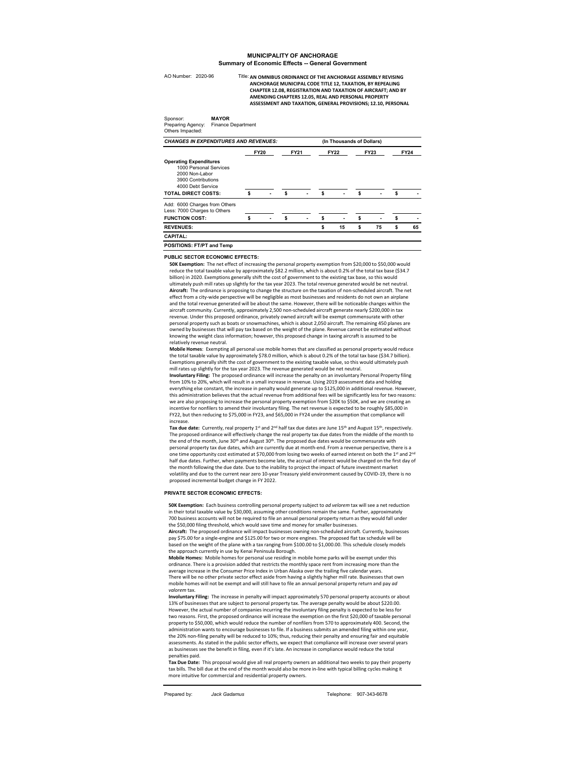# MUNICIPALITY OF ANCHORAGE

## Summary of Economic Effects -- General Government

AO Number: 2020-96

Title: **AN OMNIBUS ORDINANCE OF THE ANCHORAGE ASSEMBLY REVISING ANCHORAGE MUNICIPAL CODE TITLE 12, TAXATION, BY REPEALING CHAPTER 12.08, REGISTRATION AND TAXATION OF AIRCRAFT; AND BY AMENDING CHAPTERS 12.05, REAL AND PERSONAL PROPERTY ASSESSMENT AND TAXATION, GENERAL PROVISIONS; 12.10, PERSONAL**

Sponsor: **MAYOR**
Preparing Agency: Finance Department
Others Impacted:

| *CHANGES IN EXPENDITURES AND REVENUES:* | (In Thousands of Dollars) | | | | |
|---|---|---|---|---|---|
| | **FY20** | **FY21** | **FY22** | **FY23** | **FY24** |
| **Operating Expenditures** | | | | | |
| 1000 Personal Services | | | | | |
| 2000 Non-Labor | | | | | |
| 3900 Contributions | | | | | |
| 4000 Debt Service | | | | | |
| **TOTAL DIRECT COSTS:** | $ - | $ - | $ - | $ - | $ - |
| Add: 6000 Charges from Others | | | | | |
| Less: 7000 Charges to Others | | | | | |
| **FUNCTION COST:** | $ - | $ - | $ - | $ - | $ - |
| **REVENUES:** | | | $ 15 | $ 75 | $ 65 |
| **CAPITAL:** | | | | | |
| **POSITIONS: FT/PT and Temp** | | | | | |

### PUBLIC SECTOR ECONOMIC EFFECTS:

**50K Exemption:** The net effect of increasing the personal property exemption from $20,000 to $50,000 would reduce the total taxable value by approximately $82.2 million, which is about 0.2% of the total tax base ($34.7 billion) in 2020. Exemptions generally shift the cost of government to the existing tax base, so this would ultimately push mill rates up slightly for the tax year 2023. The total revenue generated would be net neutral.

**Aircraft:** The ordinance is proposing to change the structure on the taxation of non-scheduled aircraft. The net effect from a city-wide perspective will be negligible as most businesses and residents do not own an airplane and the total revenue generated will be about the same. However, there will be noticeable changes within the aircraft community. Currently, approximately 2,500 non-scheduled aircraft generate nearly $200,000 in tax revenue. Under this proposed ordinance, privately owned aircraft will be exempt commensurate with other personal property such as boats or snowmachines, which is about 2,050 aircraft. The remaining 450 planes are owned by businesses that will pay tax based on the weight of the plane. Revenue cannot be estimated without knowing the weight class information; however, this proposed change in taxing aircraft is assumed to be relatively revenue neutral.

**Mobile Homes**: Exempting all personal use mobile homes that are classified as personal property would reduce the total taxable value by approximately $78.0 million, which is about 0.2% of the total tax base ($34.7 billion). Exemptions generally shift the cost of government to the existing taxable value, so this would ultimately push mill rates up slightly for the tax year 2023. The revenue generated would be net neutral.

**Involuntary Filing:** The proposed ordinance will increase the penalty on an involuntary Personal Property filing from 10% to 20%, which will result in a small increase in revenue. Using 2019 assessment data and holding everything else constant, the increase in penalty would generate up to $125,000 in additional revenue. However, this administration believes that the actual revenue from additional fees will be significantly less for two reasons: we are also proposing to increase the personal property exemption from $20K to $50K, and we are creating an incentive for nonfilers to amend their involuntary filing. The net revenue is expected to be roughly $85,000 in FY22, but then reducing to $75,000 in FY23, and $65,000 in FY24 under the assumption that compliance will increase.

**Tax due date:** Currently, real property 1st and 2nd half tax due dates are June 15th and August 15th, respectively. The proposed ordinance will effectively change the real property tax due dates from the middle of the month to the end of the month, June 30th and August 30th. The proposed due dates would be commensurate with personal property tax due dates, which are currently due at month-end. From a revenue perspective, there is a one time opportunity cost estimated at $70,000 from losing two weeks of earned interest on both the 1st and 2nd half due dates. Further, when payments become late, the accrual of interest would be charged on the first day of the month following the due date. Due to the inability to project the impact of future investment market volatility and due to the current near zero 10-year Treasury yield environment caused by COVID-19, there is no proposed incremental budget change in FY 2022.

### PRIVATE SECTOR ECONOMIC EFFECTS:

**50K Exemption:** Each business controlling personal property subject to *ad velorem* tax will see a net reduction in their total taxable value by $30,000, assuming other conditions remain the same. Further, approximately 700 business accounts will not be required to file an annual personal property return as they would fall under the $50,000 filing threshold, which would save time and money for smaller businesses.

**Aircraft:** The proposed ordinance will impact businesses owning non-scheduled aircraft. Currently, businesses pay $75.00 for a single-engine and $125.00 for two or more engines. The proposed flat tax schedule will be based on the weight of the plane with a tax ranging from $100.00 to $1,000.00. This schedule closely models the approach currently in use by Kenai Peninsula Borough.

**Mobile Homes:** Mobile homes for personal use residing in mobile home parks will be exempt under this ordinance. There is a provision added that restricts the monthly space rent from increasing more than the average increase in the Consumer Price Index in Urban Alaska over the trailing five calendar years. There will be no other private sector effect aside from having a slightly higher mill rate. Businesses that own mobile homes will not be exempt and will still have to file an annual personal property return and pay *ad valorem* tax.

**Involuntary Filing:** The increase in penalty will impact approximately 570 personal property accounts or about 13% of businesses that are subject to personal property tax. The average penalty would be about $220.00. However, the actual number of companies incurring the involuntary filing penalty is expected to be less for two reasons. First, the proposed ordinance will increase the exemption on the first $20,000 of taxable personal property to $50,000, which would reduce the number of nonfilers from 570 to approximately 400. Second, the administration wants to encourage businesses to file. If a business submits an amended filing within one year, the 20% non-filing penalty will be reduced to 10%; thus, reducing their penalty and ensuring fair and equitable assessments. As stated in the public sector effects, we expect that compliance will increase over several years as businesses see the benefit in filing, even if it's late. An increase in compliance would reduce the total penalties paid.

**Tax Due Date:** This proposal would give all real property owners an additional two weeks to pay their property tax bills. The bill due at the end of the month would also be more in-line with typical billing cycles making it more intuitive for commercial and residential property owners.

Prepared by: *Jack Gadamus* Telephone: 907-343-6678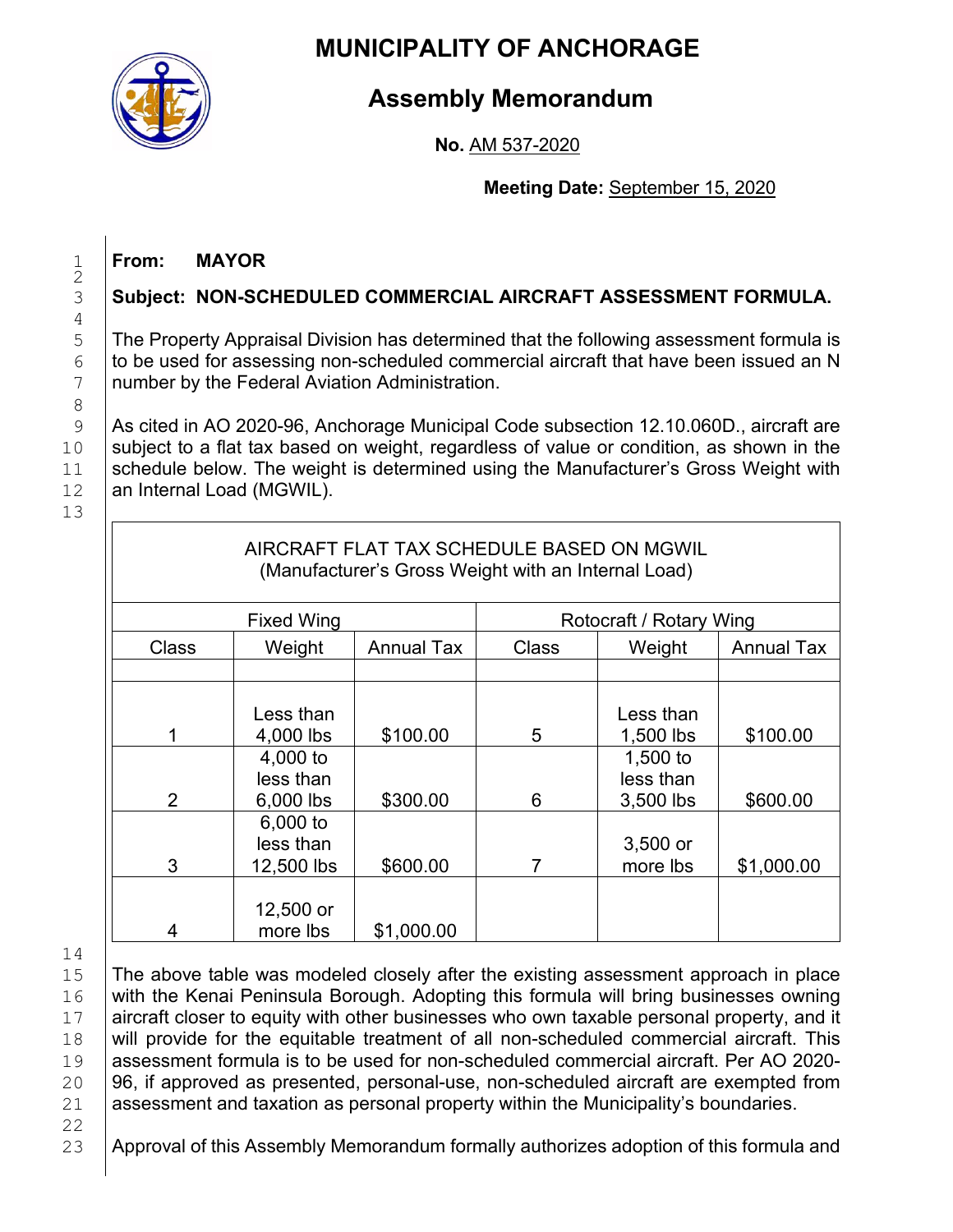# MUNICIPALITY OF ANCHORAGE

## Assembly Memorandum

**No.** AM 537-2020

**Meeting Date:** September 15, 2020

**From: MAYOR**

**Subject: NON-SCHEDULED COMMERCIAL AIRCRAFT ASSESSMENT FORMULA.**

The Property Appraisal Division has determined that the following assessment formula is to be used for assessing non-scheduled commercial aircraft that have been issued an N number by the Federal Aviation Administration.

As cited in AO 2020-96, Anchorage Municipal Code subsection 12.10.060D., aircraft are subject to a flat tax based on weight, regardless of value or condition, as shown in the schedule below. The weight is determined using the Manufacturer's Gross Weight with an Internal Load (MGWIL).

AIRCRAFT FLAT TAX SCHEDULE BASED ON MGWIL
(Manufacturer's Gross Weight with an Internal Load)

| Fixed Wing | | | Rotocraft / Rotary Wing | | |
|---|---|---|---|---|---|
| Class | Weight | Annual Tax | Class | Weight | Annual Tax |
| 1 | Less than 4,000 lbs | $100.00 | 5 | Less than 1,500 lbs | $100.00 |
| 2 | 4,000 to less than 6,000 lbs | $300.00 | 6 | 1,500 to less than 3,500 lbs | $600.00 |
| 3 | 6,000 to less than 12,500 lbs | $600.00 | 7 | 3,500 or more lbs | $1,000.00 |
| 4 | 12,500 or more lbs | $1,000.00 | | | |

The above table was modeled closely after the existing assessment approach in place with the Kenai Peninsula Borough. Adopting this formula will bring businesses owning aircraft closer to equity with other businesses who own taxable personal property, and it will provide for the equitable treatment of all non-scheduled commercial aircraft. This assessment formula is to be used for non-scheduled commercial aircraft. Per AO 2020-96, if approved as presented, personal-use, non-scheduled aircraft are exempted from assessment and taxation as personal property within the Municipality's boundaries.

Approval of this Assembly Memorandum formally authorizes adoption of this formula and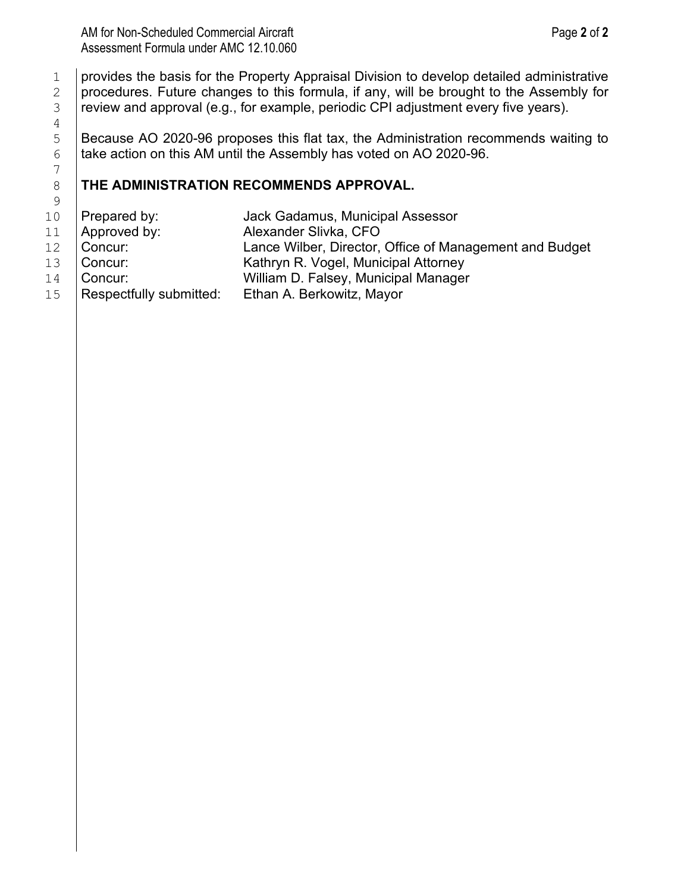provides the basis for the Property Appraisal Division to develop detailed administrative procedures. Future changes to this formula, if any, will be brought to the Assembly for review and approval (e.g., for example, periodic CPI adjustment every five years).

Because AO 2020-96 proposes this flat tax, the Administration recommends waiting to take action on this AM until the Assembly has voted on AO 2020-96.

**THE ADMINISTRATION RECOMMENDS APPROVAL.**

| | |
|---|---|
| Prepared by: | Jack Gadamus, Municipal Assessor |
| Approved by: | Alexander Slivka, CFO |
| Concur: | Lance Wilber, Director, Office of Management and Budget |
| Concur: | Kathryn R. Vogel, Municipal Attorney |
| Concur: | William D. Falsey, Municipal Manager |
| Respectfully submitted: | Ethan A. Berkowitz, Mayor |